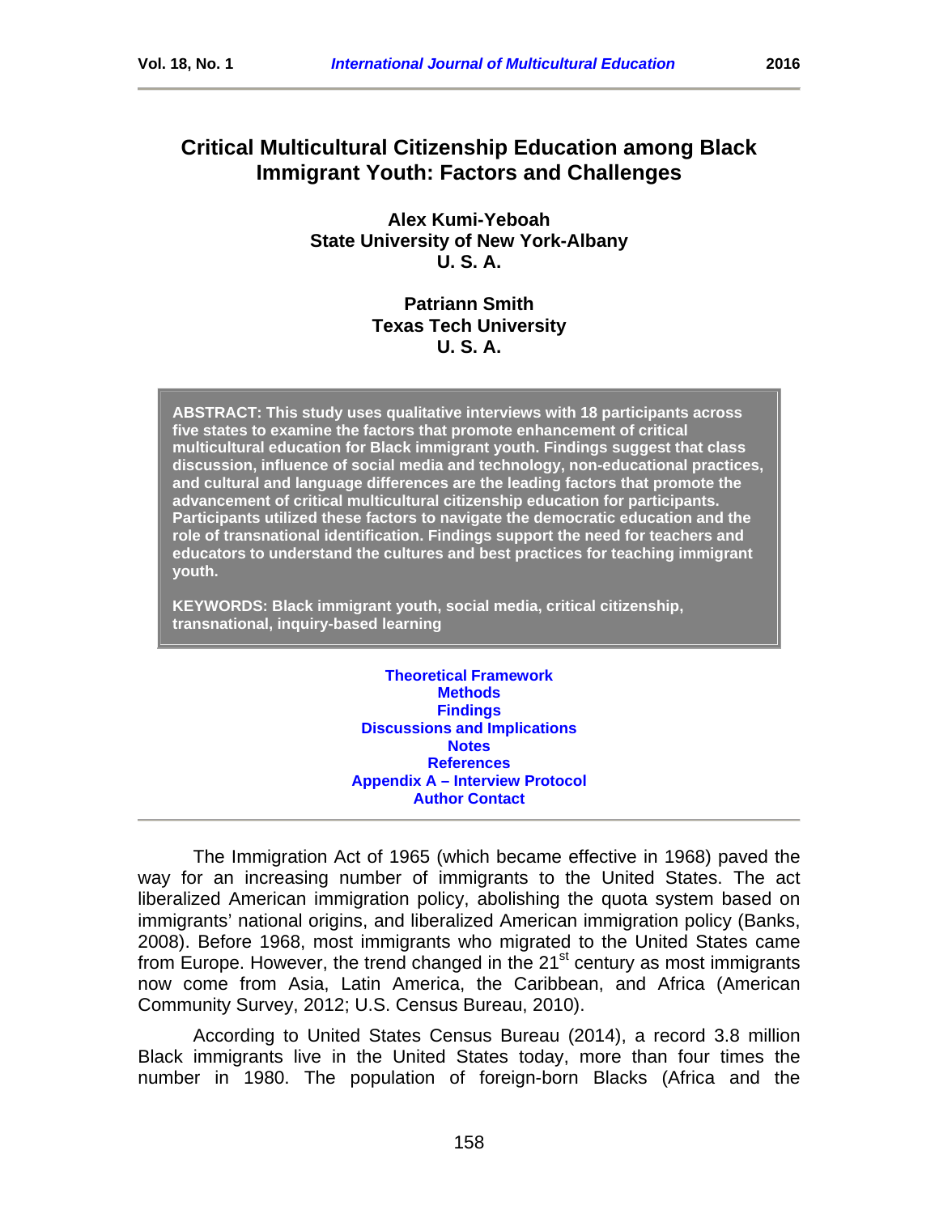# Critical Multicultural Citizenship Education among Black Immigrant Youth: Factors and Challenges

**Alex Kumi-Yeboah**
**State University of New York-Albany**
**U. S. A.**

**Patriann Smith**
**Texas Tech University**
**U. S. A.**

**ABSTRACT: This study uses qualitative interviews with 18 participants across five states to examine the factors that promote enhancement of critical multicultural education for Black immigrant youth. Findings suggest that class discussion, influence of social media and technology, non-educational practices, and cultural and language differences are the leading factors that promote the advancement of critical multicultural citizenship education for participants. Participants utilized these factors to navigate the democratic education and the role of transnational identification. Findings support the need for teachers and educators to understand the cultures and best practices for teaching immigrant youth.**

**KEYWORDS: Black immigrant youth, social media, critical citizenship, transnational, inquiry-based learning**

**Theoretical Framework**
**Methods**
**Findings**
**Discussions and Implications**
**Notes**
**References**
**Appendix A – Interview Protocol**
**Author Contact**

---

The Immigration Act of 1965 (which became effective in 1968) paved the way for an increasing number of immigrants to the United States. The act liberalized American immigration policy, abolishing the quota system based on immigrants' national origins, and liberalized American immigration policy (Banks, 2008). Before 1968, most immigrants who migrated to the United States came from Europe. However, the trend changed in the 21st century as most immigrants now come from Asia, Latin America, the Caribbean, and Africa (American Community Survey, 2012; U.S. Census Bureau, 2010).

According to United States Census Bureau (2014), a record 3.8 million Black immigrants live in the United States today, more than four times the number in 1980. The population of foreign-born Blacks (Africa and the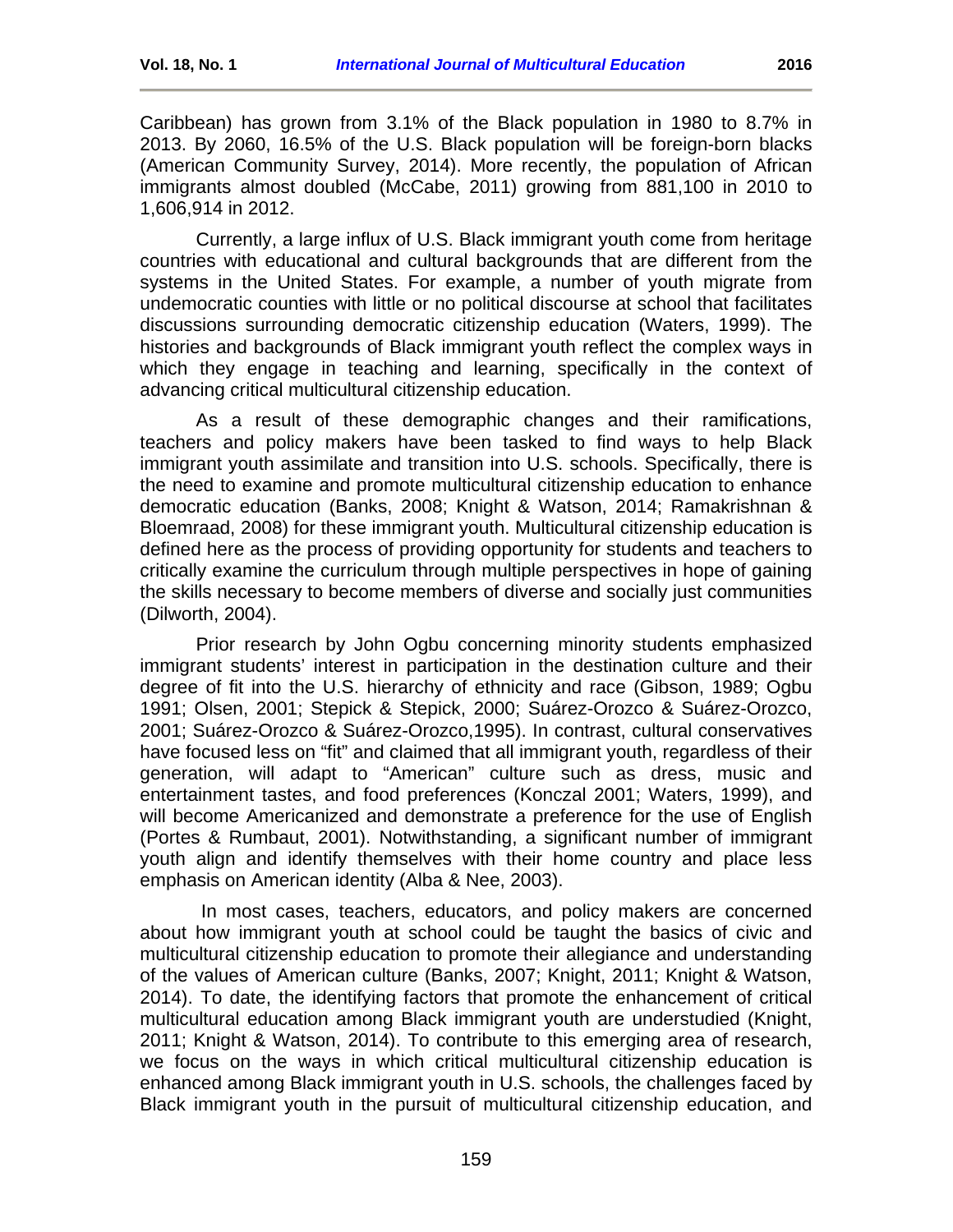Caribbean) has grown from 3.1% of the Black population in 1980 to 8.7% in 2013. By 2060, 16.5% of the U.S. Black population will be foreign-born blacks (American Community Survey, 2014). More recently, the population of African immigrants almost doubled (McCabe, 2011) growing from 881,100 in 2010 to 1,606,914 in 2012.

Currently, a large influx of U.S. Black immigrant youth come from heritage countries with educational and cultural backgrounds that are different from the systems in the United States. For example, a number of youth migrate from undemocratic counties with little or no political discourse at school that facilitates discussions surrounding democratic citizenship education (Waters, 1999). The histories and backgrounds of Black immigrant youth reflect the complex ways in which they engage in teaching and learning, specifically in the context of advancing critical multicultural citizenship education.

As a result of these demographic changes and their ramifications, teachers and policy makers have been tasked to find ways to help Black immigrant youth assimilate and transition into U.S. schools. Specifically, there is the need to examine and promote multicultural citizenship education to enhance democratic education (Banks, 2008; Knight & Watson, 2014; Ramakrishnan & Bloemraad, 2008) for these immigrant youth. Multicultural citizenship education is defined here as the process of providing opportunity for students and teachers to critically examine the curriculum through multiple perspectives in hope of gaining the skills necessary to become members of diverse and socially just communities (Dilworth, 2004).

Prior research by John Ogbu concerning minority students emphasized immigrant students' interest in participation in the destination culture and their degree of fit into the U.S. hierarchy of ethnicity and race (Gibson, 1989; Ogbu 1991; Olsen, 2001; Stepick & Stepick, 2000; Suárez-Orozco & Suárez-Orozco, 2001; Suárez-Orozco & Suárez-Orozco,1995). In contrast, cultural conservatives have focused less on "fit" and claimed that all immigrant youth, regardless of their generation, will adapt to "American" culture such as dress, music and entertainment tastes, and food preferences (Konczal 2001; Waters, 1999), and will become Americanized and demonstrate a preference for the use of English (Portes & Rumbaut, 2001). Notwithstanding, a significant number of immigrant youth align and identify themselves with their home country and place less emphasis on American identity (Alba & Nee, 2003).

In most cases, teachers, educators, and policy makers are concerned about how immigrant youth at school could be taught the basics of civic and multicultural citizenship education to promote their allegiance and understanding of the values of American culture (Banks, 2007; Knight, 2011; Knight & Watson, 2014). To date, the identifying factors that promote the enhancement of critical multicultural education among Black immigrant youth are understudied (Knight, 2011; Knight & Watson, 2014). To contribute to this emerging area of research, we focus on the ways in which critical multicultural citizenship education is enhanced among Black immigrant youth in U.S. schools, the challenges faced by Black immigrant youth in the pursuit of multicultural citizenship education, and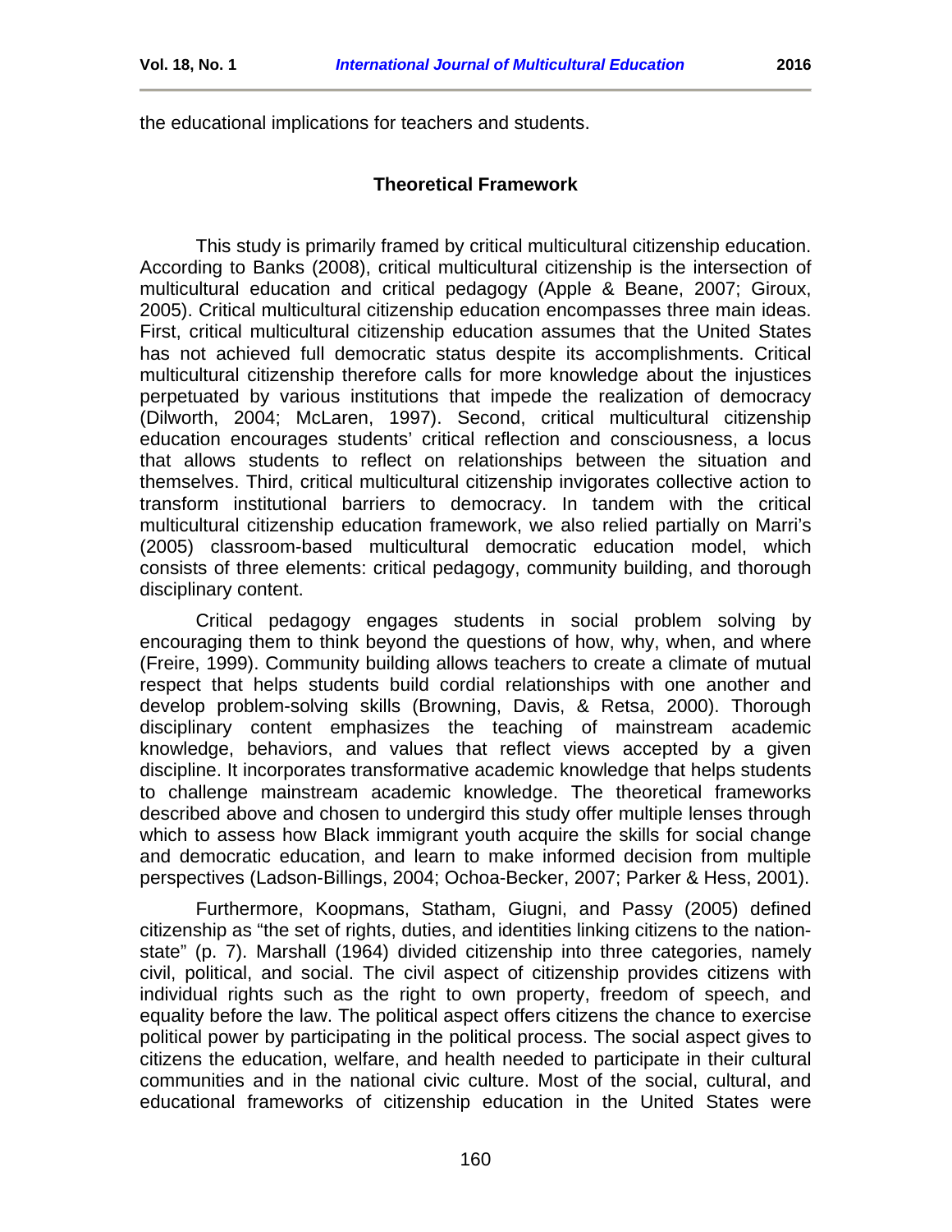the educational implications for teachers and students.

## Theoretical Framework

This study is primarily framed by critical multicultural citizenship education. According to Banks (2008), critical multicultural citizenship is the intersection of multicultural education and critical pedagogy (Apple & Beane, 2007; Giroux, 2005). Critical multicultural citizenship education encompasses three main ideas. First, critical multicultural citizenship education assumes that the United States has not achieved full democratic status despite its accomplishments. Critical multicultural citizenship therefore calls for more knowledge about the injustices perpetuated by various institutions that impede the realization of democracy (Dilworth, 2004; McLaren, 1997). Second, critical multicultural citizenship education encourages students' critical reflection and consciousness, a locus that allows students to reflect on relationships between the situation and themselves. Third, critical multicultural citizenship invigorates collective action to transform institutional barriers to democracy. In tandem with the critical multicultural citizenship education framework, we also relied partially on Marri's (2005) classroom-based multicultural democratic education model, which consists of three elements: critical pedagogy, community building, and thorough disciplinary content.

Critical pedagogy engages students in social problem solving by encouraging them to think beyond the questions of how, why, when, and where (Freire, 1999). Community building allows teachers to create a climate of mutual respect that helps students build cordial relationships with one another and develop problem-solving skills (Browning, Davis, & Retsa, 2000). Thorough disciplinary content emphasizes the teaching of mainstream academic knowledge, behaviors, and values that reflect views accepted by a given discipline. It incorporates transformative academic knowledge that helps students to challenge mainstream academic knowledge. The theoretical frameworks described above and chosen to undergird this study offer multiple lenses through which to assess how Black immigrant youth acquire the skills for social change and democratic education, and learn to make informed decision from multiple perspectives (Ladson-Billings, 2004; Ochoa-Becker, 2007; Parker & Hess, 2001).

Furthermore, Koopmans, Statham, Giugni, and Passy (2005) defined citizenship as "the set of rights, duties, and identities linking citizens to the nation-state" (p. 7). Marshall (1964) divided citizenship into three categories, namely civil, political, and social. The civil aspect of citizenship provides citizens with individual rights such as the right to own property, freedom of speech, and equality before the law. The political aspect offers citizens the chance to exercise political power by participating in the political process. The social aspect gives to citizens the education, welfare, and health needed to participate in their cultural communities and in the national civic culture. Most of the social, cultural, and educational frameworks of citizenship education in the United States were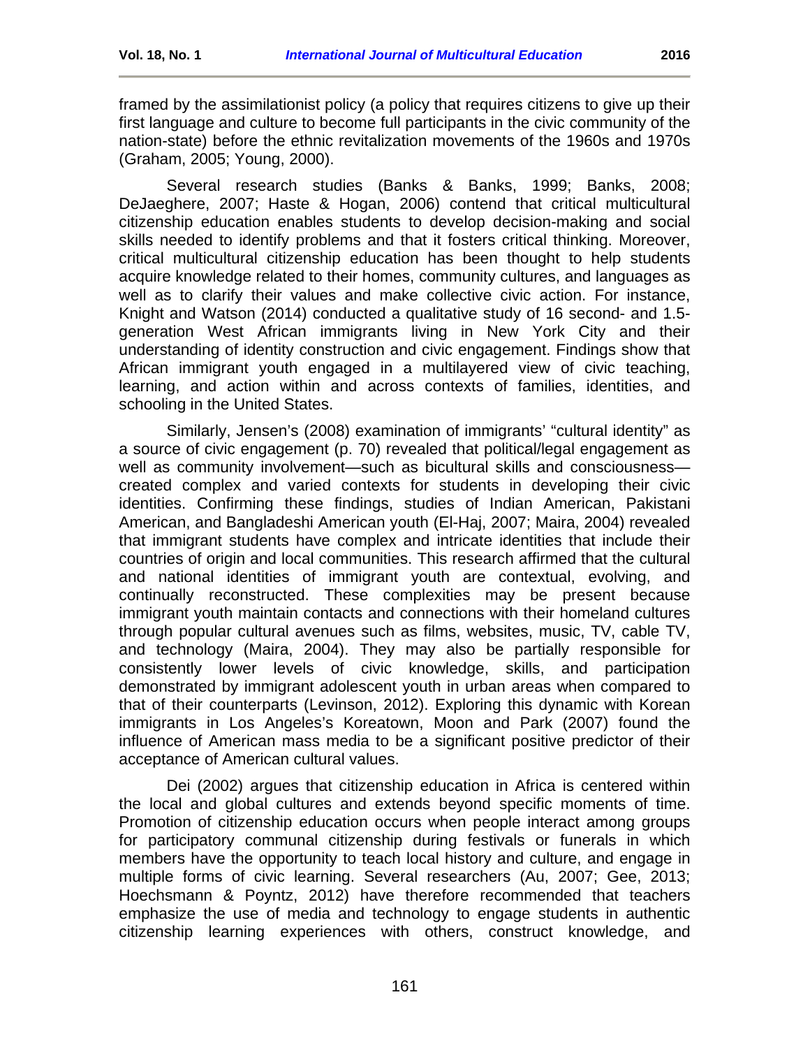framed by the assimilationist policy (a policy that requires citizens to give up their first language and culture to become full participants in the civic community of the nation-state) before the ethnic revitalization movements of the 1960s and 1970s (Graham, 2005; Young, 2000).

Several research studies (Banks & Banks, 1999; Banks, 2008; DeJaeghere, 2007; Haste & Hogan, 2006) contend that critical multicultural citizenship education enables students to develop decision-making and social skills needed to identify problems and that it fosters critical thinking. Moreover, critical multicultural citizenship education has been thought to help students acquire knowledge related to their homes, community cultures, and languages as well as to clarify their values and make collective civic action. For instance, Knight and Watson (2014) conducted a qualitative study of 16 second- and 1.5-generation West African immigrants living in New York City and their understanding of identity construction and civic engagement. Findings show that African immigrant youth engaged in a multilayered view of civic teaching, learning, and action within and across contexts of families, identities, and schooling in the United States.

Similarly, Jensen's (2008) examination of immigrants' "cultural identity" as a source of civic engagement (p. 70) revealed that political/legal engagement as well as community involvement—such as bicultural skills and consciousness—created complex and varied contexts for students in developing their civic identities. Confirming these findings, studies of Indian American, Pakistani American, and Bangladeshi American youth (El-Haj, 2007; Maira, 2004) revealed that immigrant students have complex and intricate identities that include their countries of origin and local communities. This research affirmed that the cultural and national identities of immigrant youth are contextual, evolving, and continually reconstructed. These complexities may be present because immigrant youth maintain contacts and connections with their homeland cultures through popular cultural avenues such as films, websites, music, TV, cable TV, and technology (Maira, 2004). They may also be partially responsible for consistently lower levels of civic knowledge, skills, and participation demonstrated by immigrant adolescent youth in urban areas when compared to that of their counterparts (Levinson, 2012). Exploring this dynamic with Korean immigrants in Los Angeles's Koreatown, Moon and Park (2007) found the influence of American mass media to be a significant positive predictor of their acceptance of American cultural values.

Dei (2002) argues that citizenship education in Africa is centered within the local and global cultures and extends beyond specific moments of time. Promotion of citizenship education occurs when people interact among groups for participatory communal citizenship during festivals or funerals in which members have the opportunity to teach local history and culture, and engage in multiple forms of civic learning. Several researchers (Au, 2007; Gee, 2013; Hoechsmann & Poyntz, 2012) have therefore recommended that teachers emphasize the use of media and technology to engage students in authentic citizenship learning experiences with others, construct knowledge, and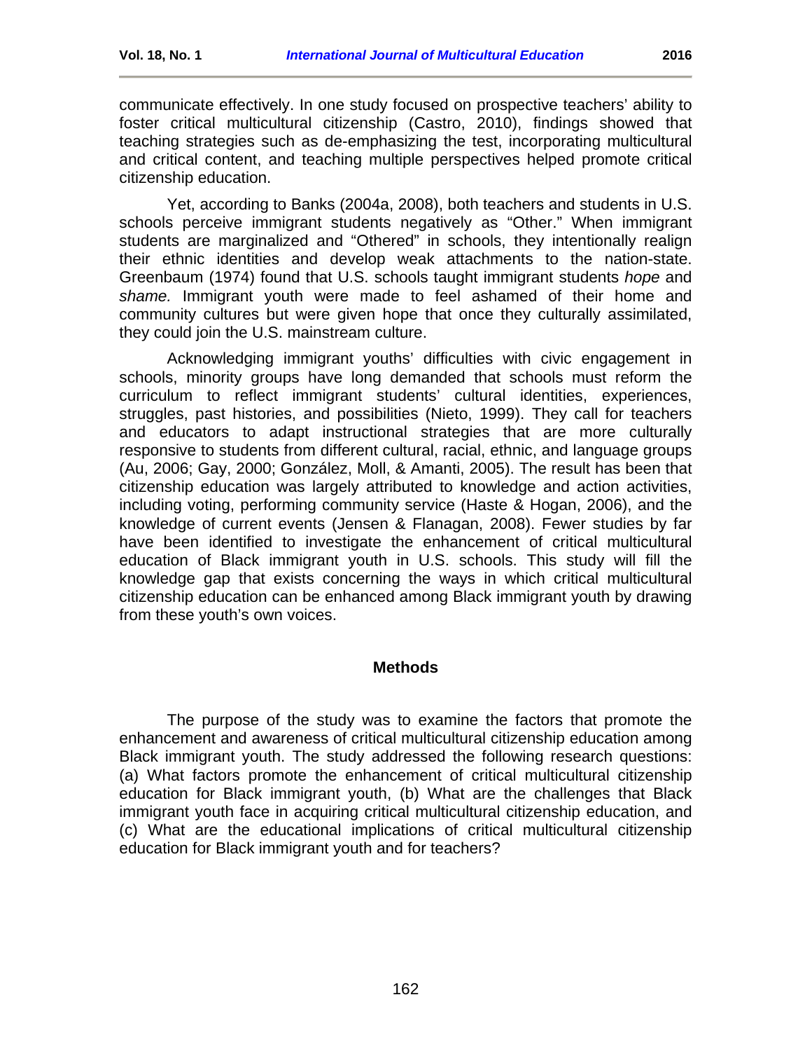communicate effectively. In one study focused on prospective teachers' ability to foster critical multicultural citizenship (Castro, 2010), findings showed that teaching strategies such as de-emphasizing the test, incorporating multicultural and critical content, and teaching multiple perspectives helped promote critical citizenship education.

Yet, according to Banks (2004a, 2008), both teachers and students in U.S. schools perceive immigrant students negatively as "Other." When immigrant students are marginalized and "Othered" in schools, they intentionally realign their ethnic identities and develop weak attachments to the nation-state. Greenbaum (1974) found that U.S. schools taught immigrant students *hope* and *shame.* Immigrant youth were made to feel ashamed of their home and community cultures but were given hope that once they culturally assimilated, they could join the U.S. mainstream culture.

Acknowledging immigrant youths' difficulties with civic engagement in schools, minority groups have long demanded that schools must reform the curriculum to reflect immigrant students' cultural identities, experiences, struggles, past histories, and possibilities (Nieto, 1999). They call for teachers and educators to adapt instructional strategies that are more culturally responsive to students from different cultural, racial, ethnic, and language groups (Au, 2006; Gay, 2000; González, Moll, & Amanti, 2005). The result has been that citizenship education was largely attributed to knowledge and action activities, including voting, performing community service (Haste & Hogan, 2006), and the knowledge of current events (Jensen & Flanagan, 2008). Fewer studies by far have been identified to investigate the enhancement of critical multicultural education of Black immigrant youth in U.S. schools. This study will fill the knowledge gap that exists concerning the ways in which critical multicultural citizenship education can be enhanced among Black immigrant youth by drawing from these youth's own voices.

## Methods

The purpose of the study was to examine the factors that promote the enhancement and awareness of critical multicultural citizenship education among Black immigrant youth. The study addressed the following research questions: (a) What factors promote the enhancement of critical multicultural citizenship education for Black immigrant youth, (b) What are the challenges that Black immigrant youth face in acquiring critical multicultural citizenship education, and (c) What are the educational implications of critical multicultural citizenship education for Black immigrant youth and for teachers?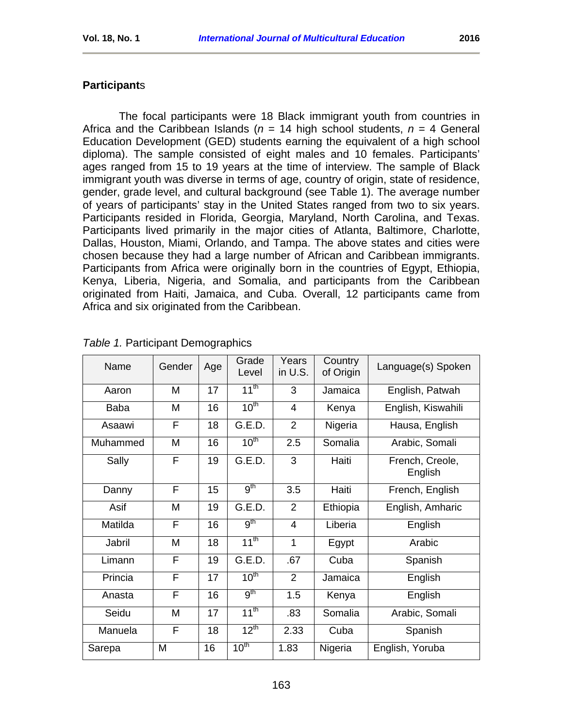### Participants

The focal participants were 18 Black immigrant youth from countries in Africa and the Caribbean Islands ($n$ = 14 high school students, $n$ = 4 General Education Development (GED) students earning the equivalent of a high school diploma). The sample consisted of eight males and 10 females. Participants' ages ranged from 15 to 19 years at the time of interview. The sample of Black immigrant youth was diverse in terms of age, country of origin, state of residence, gender, grade level, and cultural background (see Table 1). The average number of years of participants' stay in the United States ranged from two to six years. Participants resided in Florida, Georgia, Maryland, North Carolina, and Texas. Participants lived primarily in the major cities of Atlanta, Baltimore, Charlotte, Dallas, Houston, Miami, Orlando, and Tampa. The above states and cities were chosen because they had a large number of African and Caribbean immigrants. Participants from Africa were originally born in the countries of Egypt, Ethiopia, Kenya, Liberia, Nigeria, and Somalia, and participants from the Caribbean originated from Haiti, Jamaica, and Cuba. Overall, 12 participants came from Africa and six originated from the Caribbean.

*Table 1.* Participant Demographics

| Name | Gender | Age | Grade Level | Years in U.S. | Country of Origin | Language(s) Spoken |
|---|---|---|---|---|---|---|
| Aaron | M | 17 | 11th | 3 | Jamaica | English, Patwah |
| Baba | M | 16 | 10th | 4 | Kenya | English, Kiswahili |
| Asaawi | F | 18 | G.E.D. | 2 | Nigeria | Hausa, English |
| Muhammed | M | 16 | 10th | 2.5 | Somalia | Arabic, Somali |
| Sally | F | 19 | G.E.D. | 3 | Haiti | French, Creole, English |
| Danny | F | 15 | 9th | 3.5 | Haiti | French, English |
| Asif | M | 19 | G.E.D. | 2 | Ethiopia | English, Amharic |
| Matilda | F | 16 | 9th | 4 | Liberia | English |
| Jabril | M | 18 | 11th | 1 | Egypt | Arabic |
| Limann | F | 19 | G.E.D. | .67 | Cuba | Spanish |
| Princia | F | 17 | 10th | 2 | Jamaica | English |
| Anasta | F | 16 | 9th | 1.5 | Kenya | English |
| Seidu | M | 17 | 11th | .83 | Somalia | Arabic, Somali |
| Manuela | F | 18 | 12th | 2.33 | Cuba | Spanish |
| Sarepa | M | 16 | 10th | 1.83 | Nigeria | English, Yoruba |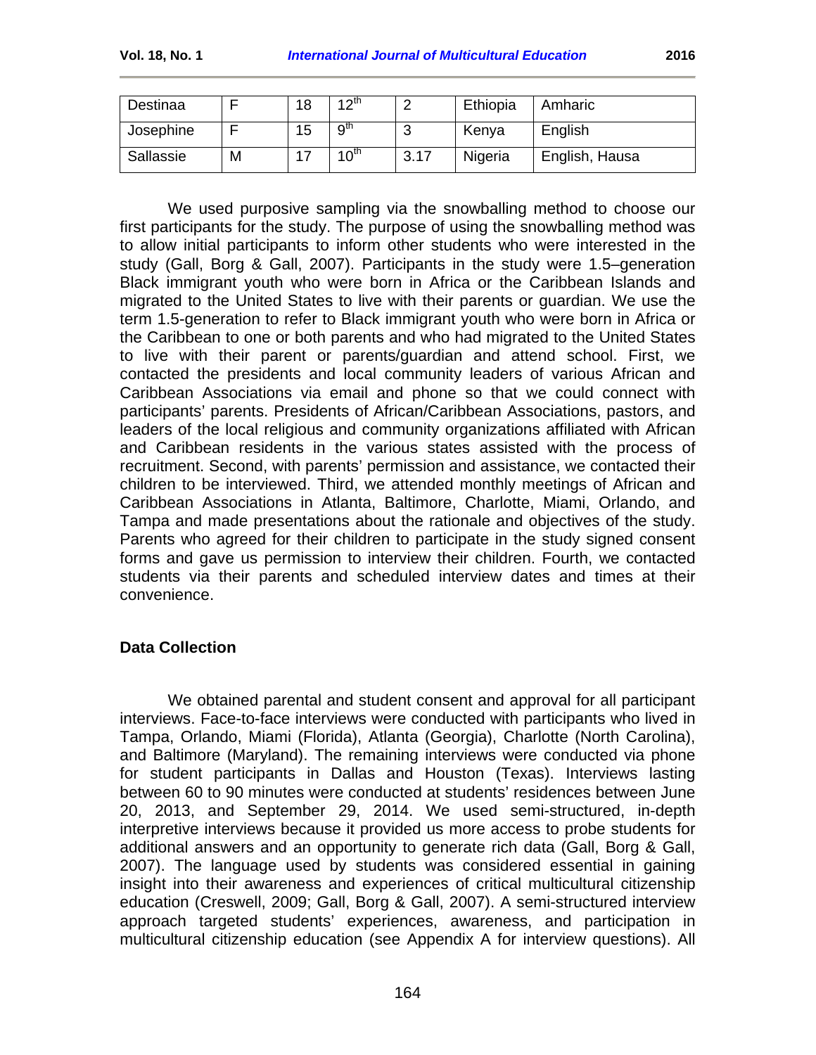| Destinaa | F | 18 | 12th | 2 | Ethiopia | Amharic |
|---|---|---|---|---|---|---|
| Josephine | F | 15 | 9th | 3 | Kenya | English |
| Sallassie | M | 17 | 10th | 3.17 | Nigeria | English, Hausa |

We used purposive sampling via the snowballing method to choose our first participants for the study. The purpose of using the snowballing method was to allow initial participants to inform other students who were interested in the study (Gall, Borg & Gall, 2007). Participants in the study were 1.5–generation Black immigrant youth who were born in Africa or the Caribbean Islands and migrated to the United States to live with their parents or guardian. We use the term 1.5-generation to refer to Black immigrant youth who were born in Africa or the Caribbean to one or both parents and who had migrated to the United States to live with their parent or parents/guardian and attend school. First, we contacted the presidents and local community leaders of various African and Caribbean Associations via email and phone so that we could connect with participants' parents. Presidents of African/Caribbean Associations, pastors, and leaders of the local religious and community organizations affiliated with African and Caribbean residents in the various states assisted with the process of recruitment. Second, with parents' permission and assistance, we contacted their children to be interviewed. Third, we attended monthly meetings of African and Caribbean Associations in Atlanta, Baltimore, Charlotte, Miami, Orlando, and Tampa and made presentations about the rationale and objectives of the study. Parents who agreed for their children to participate in the study signed consent forms and gave us permission to interview their children. Fourth, we contacted students via their parents and scheduled interview dates and times at their convenience.

### Data Collection

We obtained parental and student consent and approval for all participant interviews. Face-to-face interviews were conducted with participants who lived in Tampa, Orlando, Miami (Florida), Atlanta (Georgia), Charlotte (North Carolina), and Baltimore (Maryland). The remaining interviews were conducted via phone for student participants in Dallas and Houston (Texas). Interviews lasting between 60 to 90 minutes were conducted at students' residences between June 20, 2013, and September 29, 2014. We used semi-structured, in-depth interpretive interviews because it provided us more access to probe students for additional answers and an opportunity to generate rich data (Gall, Borg & Gall, 2007). The language used by students was considered essential in gaining insight into their awareness and experiences of critical multicultural citizenship education (Creswell, 2009; Gall, Borg & Gall, 2007). A semi-structured interview approach targeted students' experiences, awareness, and participation in multicultural citizenship education (see Appendix A for interview questions). All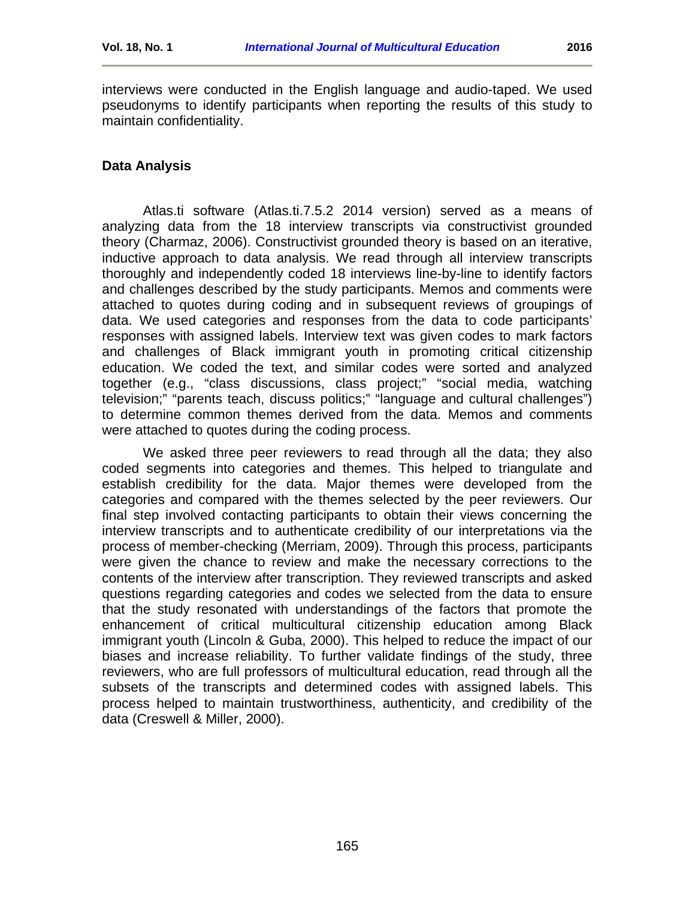interviews were conducted in the English language and audio-taped. We used pseudonyms to identify participants when reporting the results of this study to maintain confidentiality.

## Data Analysis

Atlas.ti software (Atlas.ti.7.5.2 2014 version) served as a means of analyzing data from the 18 interview transcripts via constructivist grounded theory (Charmaz, 2006). Constructivist grounded theory is based on an iterative, inductive approach to data analysis. We read through all interview transcripts thoroughly and independently coded 18 interviews line-by-line to identify factors and challenges described by the study participants. Memos and comments were attached to quotes during coding and in subsequent reviews of groupings of data. We used categories and responses from the data to code participants' responses with assigned labels. Interview text was given codes to mark factors and challenges of Black immigrant youth in promoting critical citizenship education. We coded the text, and similar codes were sorted and analyzed together (e.g., "class discussions, class project;" "social media, watching television;" "parents teach, discuss politics;" "language and cultural challenges") to determine common themes derived from the data. Memos and comments were attached to quotes during the coding process.

We asked three peer reviewers to read through all the data; they also coded segments into categories and themes. This helped to triangulate and establish credibility for the data. Major themes were developed from the categories and compared with the themes selected by the peer reviewers. Our final step involved contacting participants to obtain their views concerning the interview transcripts and to authenticate credibility of our interpretations via the process of member-checking (Merriam, 2009). Through this process, participants were given the chance to review and make the necessary corrections to the contents of the interview after transcription. They reviewed transcripts and asked questions regarding categories and codes we selected from the data to ensure that the study resonated with understandings of the factors that promote the enhancement of critical multicultural citizenship education among Black immigrant youth (Lincoln & Guba, 2000). This helped to reduce the impact of our biases and increase reliability. To further validate findings of the study, three reviewers, who are full professors of multicultural education, read through all the subsets of the transcripts and determined codes with assigned labels. This process helped to maintain trustworthiness, authenticity, and credibility of the data (Creswell & Miller, 2000).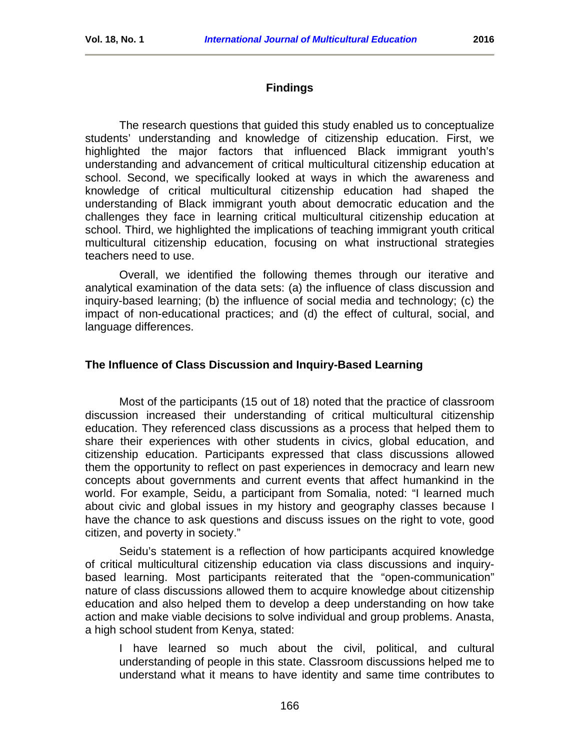## Findings

The research questions that guided this study enabled us to conceptualize students' understanding and knowledge of citizenship education. First, we highlighted the major factors that influenced Black immigrant youth's understanding and advancement of critical multicultural citizenship education at school. Second, we specifically looked at ways in which the awareness and knowledge of critical multicultural citizenship education had shaped the understanding of Black immigrant youth about democratic education and the challenges they face in learning critical multicultural citizenship education at school. Third, we highlighted the implications of teaching immigrant youth critical multicultural citizenship education, focusing on what instructional strategies teachers need to use.

Overall, we identified the following themes through our iterative and analytical examination of the data sets: (a) the influence of class discussion and inquiry-based learning; (b) the influence of social media and technology; (c) the impact of non-educational practices; and (d) the effect of cultural, social, and language differences.

### The Influence of Class Discussion and Inquiry-Based Learning

Most of the participants (15 out of 18) noted that the practice of classroom discussion increased their understanding of critical multicultural citizenship education. They referenced class discussions as a process that helped them to share their experiences with other students in civics, global education, and citizenship education. Participants expressed that class discussions allowed them the opportunity to reflect on past experiences in democracy and learn new concepts about governments and current events that affect humankind in the world. For example, Seidu, a participant from Somalia, noted: "I learned much about civic and global issues in my history and geography classes because I have the chance to ask questions and discuss issues on the right to vote, good citizen, and poverty in society."

Seidu's statement is a reflection of how participants acquired knowledge of critical multicultural citizenship education via class discussions and inquiry-based learning. Most participants reiterated that the "open-communication" nature of class discussions allowed them to acquire knowledge about citizenship education and also helped them to develop a deep understanding on how take action and make viable decisions to solve individual and group problems. Anasta, a high school student from Kenya, stated:

> I have learned so much about the civil, political, and cultural understanding of people in this state. Classroom discussions helped me to understand what it means to have identity and same time contributes to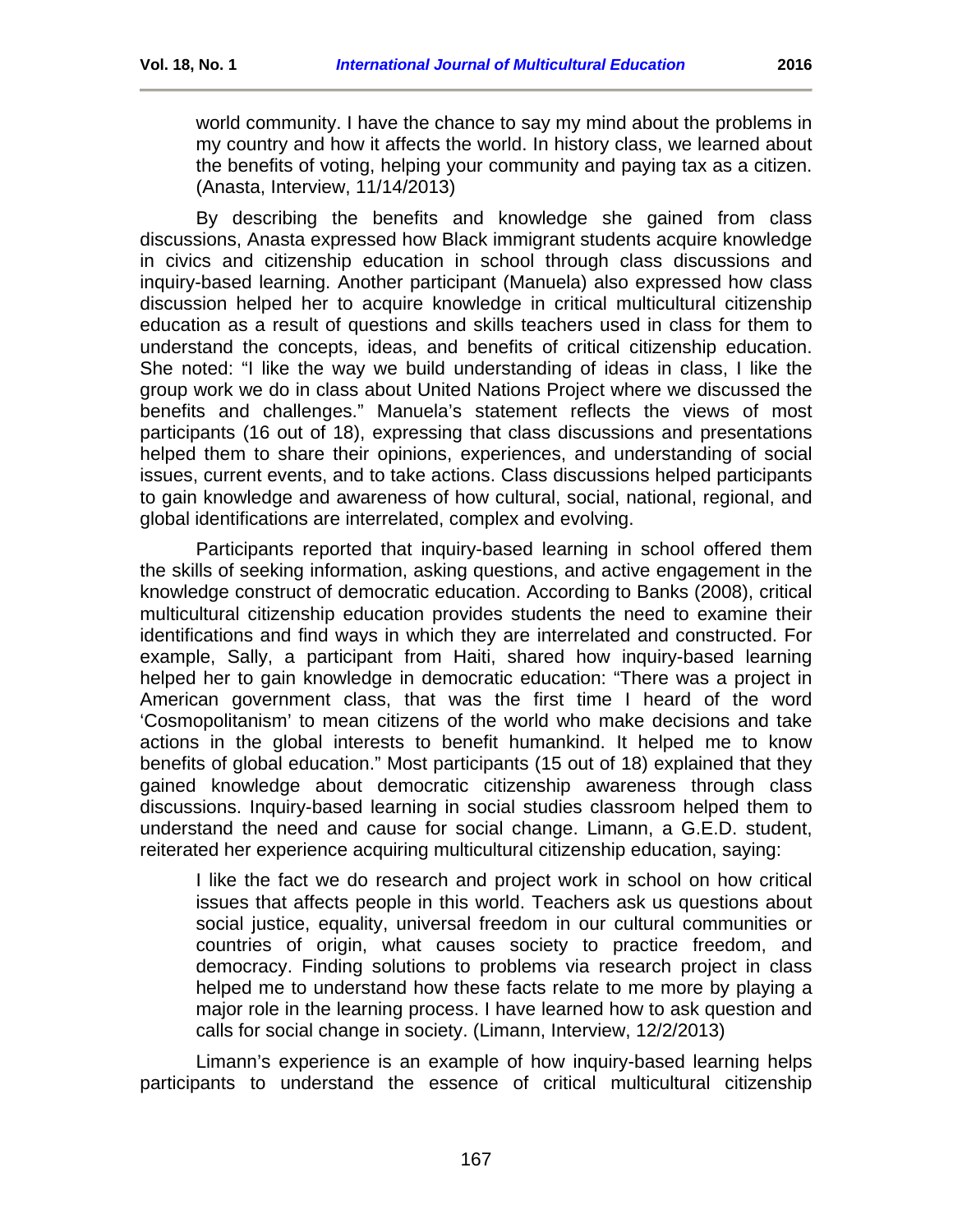> world community. I have the chance to say my mind about the problems in my country and how it affects the world. In history class, we learned about the benefits of voting, helping your community and paying tax as a citizen. (Anasta, Interview, 11/14/2013)

By describing the benefits and knowledge she gained from class discussions, Anasta expressed how Black immigrant students acquire knowledge in civics and citizenship education in school through class discussions and inquiry-based learning. Another participant (Manuela) also expressed how class discussion helped her to acquire knowledge in critical multicultural citizenship education as a result of questions and skills teachers used in class for them to understand the concepts, ideas, and benefits of critical citizenship education. She noted: "I like the way we build understanding of ideas in class, I like the group work we do in class about United Nations Project where we discussed the benefits and challenges." Manuela's statement reflects the views of most participants (16 out of 18), expressing that class discussions and presentations helped them to share their opinions, experiences, and understanding of social issues, current events, and to take actions. Class discussions helped participants to gain knowledge and awareness of how cultural, social, national, regional, and global identifications are interrelated, complex and evolving.

Participants reported that inquiry-based learning in school offered them the skills of seeking information, asking questions, and active engagement in the knowledge construct of democratic education. According to Banks (2008), critical multicultural citizenship education provides students the need to examine their identifications and find ways in which they are interrelated and constructed. For example, Sally, a participant from Haiti, shared how inquiry-based learning helped her to gain knowledge in democratic education: "There was a project in American government class, that was the first time I heard of the word 'Cosmopolitanism' to mean citizens of the world who make decisions and take actions in the global interests to benefit humankind. It helped me to know benefits of global education." Most participants (15 out of 18) explained that they gained knowledge about democratic citizenship awareness through class discussions. Inquiry-based learning in social studies classroom helped them to understand the need and cause for social change. Limann, a G.E.D. student, reiterated her experience acquiring multicultural citizenship education, saying:

> I like the fact we do research and project work in school on how critical issues that affects people in this world. Teachers ask us questions about social justice, equality, universal freedom in our cultural communities or countries of origin, what causes society to practice freedom, and democracy. Finding solutions to problems via research project in class helped me to understand how these facts relate to me more by playing a major role in the learning process. I have learned how to ask question and calls for social change in society. (Limann, Interview, 12/2/2013)

Limann's experience is an example of how inquiry-based learning helps participants to understand the essence of critical multicultural citizenship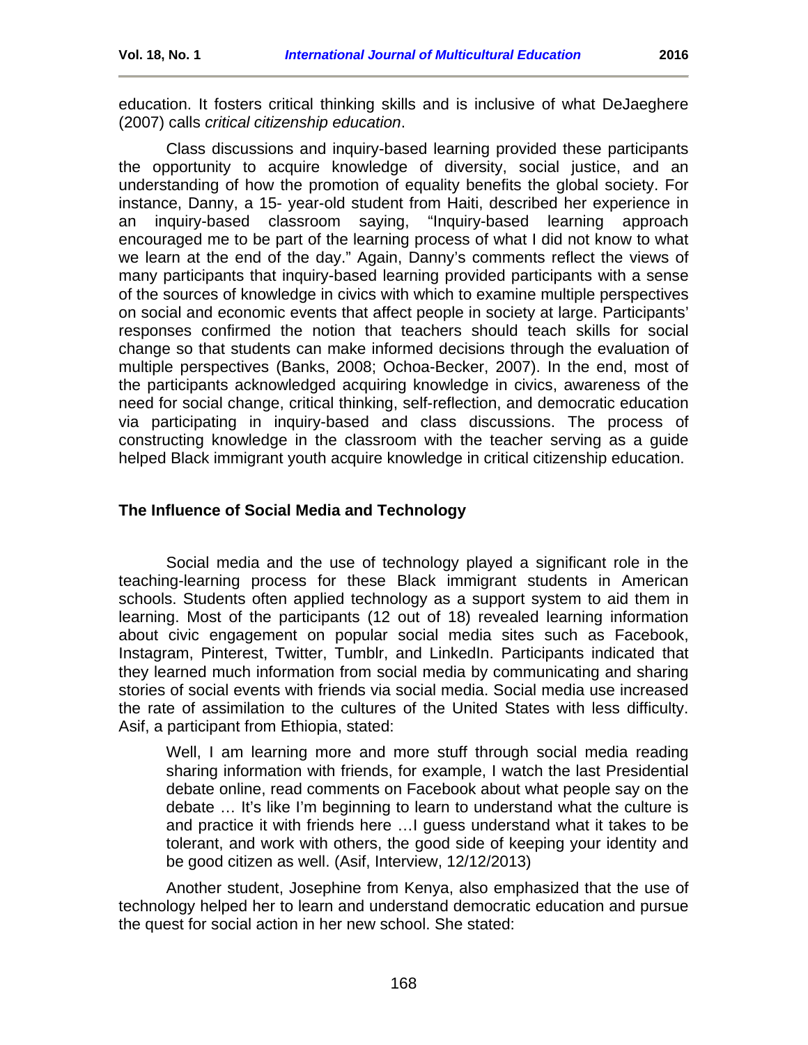education. It fosters critical thinking skills and is inclusive of what DeJaeghere (2007) calls *critical citizenship education*.

Class discussions and inquiry-based learning provided these participants the opportunity to acquire knowledge of diversity, social justice, and an understanding of how the promotion of equality benefits the global society. For instance, Danny, a 15- year-old student from Haiti, described her experience in an inquiry-based classroom saying, "Inquiry-based learning approach encouraged me to be part of the learning process of what I did not know to what we learn at the end of the day." Again, Danny's comments reflect the views of many participants that inquiry-based learning provided participants with a sense of the sources of knowledge in civics with which to examine multiple perspectives on social and economic events that affect people in society at large. Participants' responses confirmed the notion that teachers should teach skills for social change so that students can make informed decisions through the evaluation of multiple perspectives (Banks, 2008; Ochoa-Becker, 2007). In the end, most of the participants acknowledged acquiring knowledge in civics, awareness of the need for social change, critical thinking, self-reflection, and democratic education via participating in inquiry-based and class discussions. The process of constructing knowledge in the classroom with the teacher serving as a guide helped Black immigrant youth acquire knowledge in critical citizenship education.

### The Influence of Social Media and Technology

Social media and the use of technology played a significant role in the teaching-learning process for these Black immigrant students in American schools. Students often applied technology as a support system to aid them in learning. Most of the participants (12 out of 18) revealed learning information about civic engagement on popular social media sites such as Facebook, Instagram, Pinterest, Twitter, Tumblr, and LinkedIn. Participants indicated that they learned much information from social media by communicating and sharing stories of social events with friends via social media. Social media use increased the rate of assimilation to the cultures of the United States with less difficulty. Asif, a participant from Ethiopia, stated:

> Well, I am learning more and more stuff through social media reading sharing information with friends, for example, I watch the last Presidential debate online, read comments on Facebook about what people say on the debate … It's like I'm beginning to learn to understand what the culture is and practice it with friends here …I guess understand what it takes to be tolerant, and work with others, the good side of keeping your identity and be good citizen as well. (Asif, Interview, 12/12/2013)

Another student, Josephine from Kenya, also emphasized that the use of technology helped her to learn and understand democratic education and pursue the quest for social action in her new school. She stated: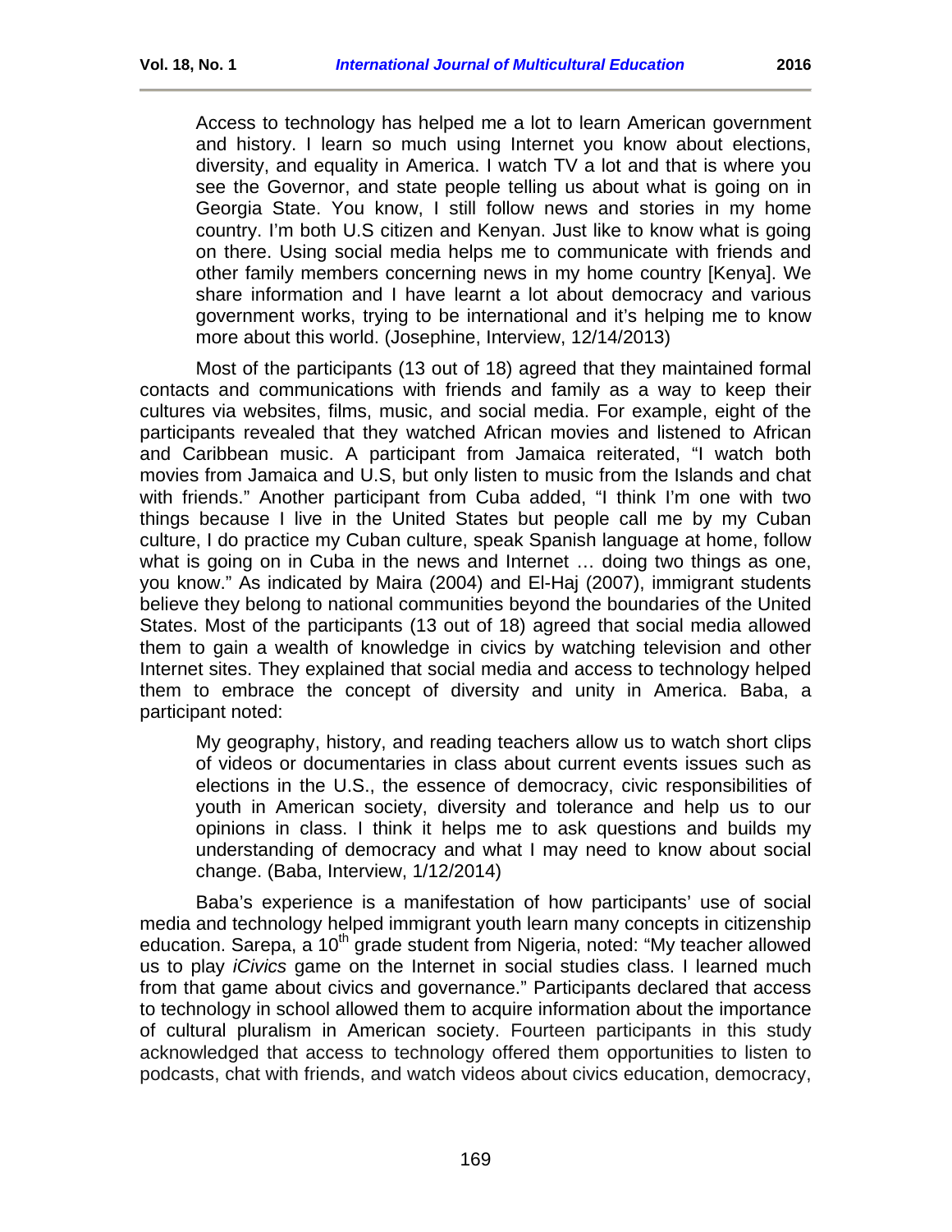> Access to technology has helped me a lot to learn American government and history. I learn so much using Internet you know about elections, diversity, and equality in America. I watch TV a lot and that is where you see the Governor, and state people telling us about what is going on in Georgia State. You know, I still follow news and stories in my home country. I'm both U.S citizen and Kenyan. Just like to know what is going on there. Using social media helps me to communicate with friends and other family members concerning news in my home country [Kenya]. We share information and I have learnt a lot about democracy and various government works, trying to be international and it's helping me to know more about this world. (Josephine, Interview, 12/14/2013)

Most of the participants (13 out of 18) agreed that they maintained formal contacts and communications with friends and family as a way to keep their cultures via websites, films, music, and social media. For example, eight of the participants revealed that they watched African movies and listened to African and Caribbean music. A participant from Jamaica reiterated, "I watch both movies from Jamaica and U.S, but only listen to music from the Islands and chat with friends." Another participant from Cuba added, "I think I'm one with two things because I live in the United States but people call me by my Cuban culture, I do practice my Cuban culture, speak Spanish language at home, follow what is going on in Cuba in the news and Internet … doing two things as one, you know." As indicated by Maira (2004) and El-Haj (2007), immigrant students believe they belong to national communities beyond the boundaries of the United States. Most of the participants (13 out of 18) agreed that social media allowed them to gain a wealth of knowledge in civics by watching television and other Internet sites. They explained that social media and access to technology helped them to embrace the concept of diversity and unity in America. Baba, a participant noted:

> My geography, history, and reading teachers allow us to watch short clips of videos or documentaries in class about current events issues such as elections in the U.S., the essence of democracy, civic responsibilities of youth in American society, diversity and tolerance and help us to our opinions in class. I think it helps me to ask questions and builds my understanding of democracy and what I may need to know about social change. (Baba, Interview, 1/12/2014)

Baba's experience is a manifestation of how participants' use of social media and technology helped immigrant youth learn many concepts in citizenship education. Sarepa, a 10th grade student from Nigeria, noted: "My teacher allowed us to play *iCivics* game on the Internet in social studies class. I learned much from that game about civics and governance." Participants declared that access to technology in school allowed them to acquire information about the importance of cultural pluralism in American society. Fourteen participants in this study acknowledged that access to technology offered them opportunities to listen to podcasts, chat with friends, and watch videos about civics education, democracy,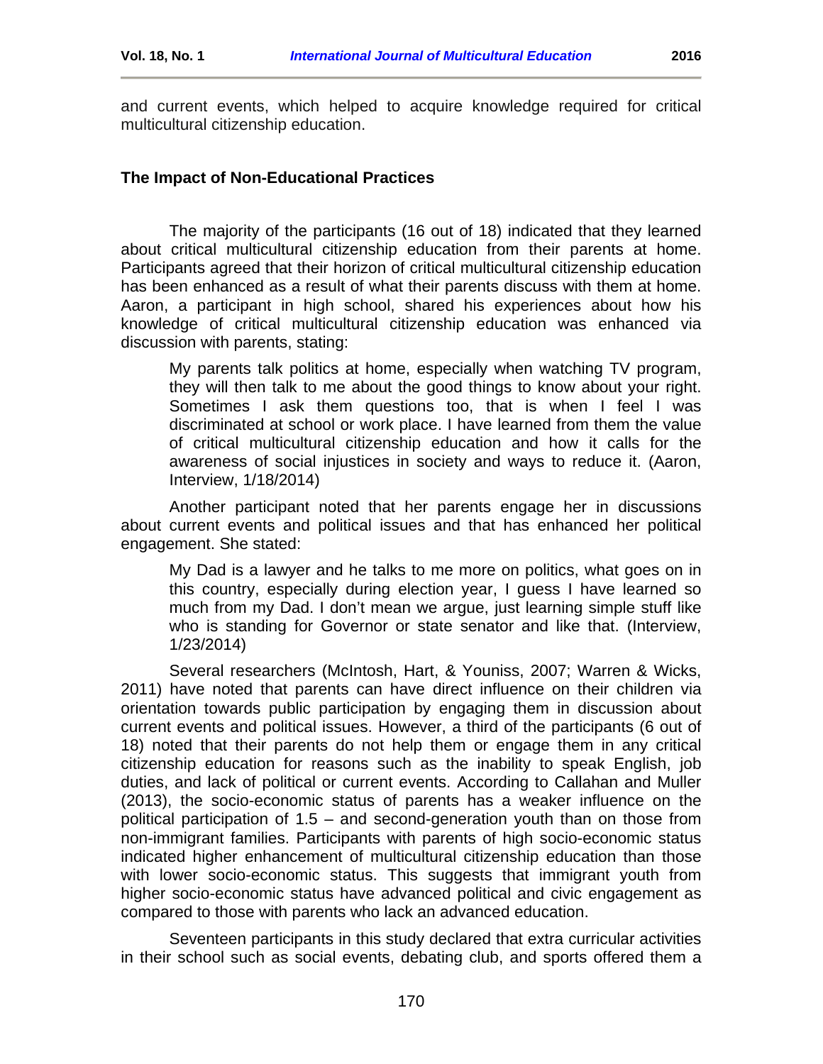and current events, which helped to acquire knowledge required for critical multicultural citizenship education.

### The Impact of Non-Educational Practices

The majority of the participants (16 out of 18) indicated that they learned about critical multicultural citizenship education from their parents at home. Participants agreed that their horizon of critical multicultural citizenship education has been enhanced as a result of what their parents discuss with them at home. Aaron, a participant in high school, shared his experiences about how his knowledge of critical multicultural citizenship education was enhanced via discussion with parents, stating:

> My parents talk politics at home, especially when watching TV program, they will then talk to me about the good things to know about your right. Sometimes I ask them questions too, that is when I feel I was discriminated at school or work place. I have learned from them the value of critical multicultural citizenship education and how it calls for the awareness of social injustices in society and ways to reduce it. (Aaron, Interview, 1/18/2014)

Another participant noted that her parents engage her in discussions about current events and political issues and that has enhanced her political engagement. She stated:

> My Dad is a lawyer and he talks to me more on politics, what goes on in this country, especially during election year, I guess I have learned so much from my Dad. I don't mean we argue, just learning simple stuff like who is standing for Governor or state senator and like that. (Interview, 1/23/2014)

Several researchers (McIntosh, Hart, & Youniss, 2007; Warren & Wicks, 2011) have noted that parents can have direct influence on their children via orientation towards public participation by engaging them in discussion about current events and political issues. However, a third of the participants (6 out of 18) noted that their parents do not help them or engage them in any critical citizenship education for reasons such as the inability to speak English, job duties, and lack of political or current events. According to Callahan and Muller (2013), the socio-economic status of parents has a weaker influence on the political participation of 1.5 – and second-generation youth than on those from non-immigrant families. Participants with parents of high socio-economic status indicated higher enhancement of multicultural citizenship education than those with lower socio-economic status. This suggests that immigrant youth from higher socio-economic status have advanced political and civic engagement as compared to those with parents who lack an advanced education.

Seventeen participants in this study declared that extra curricular activities in their school such as social events, debating club, and sports offered them a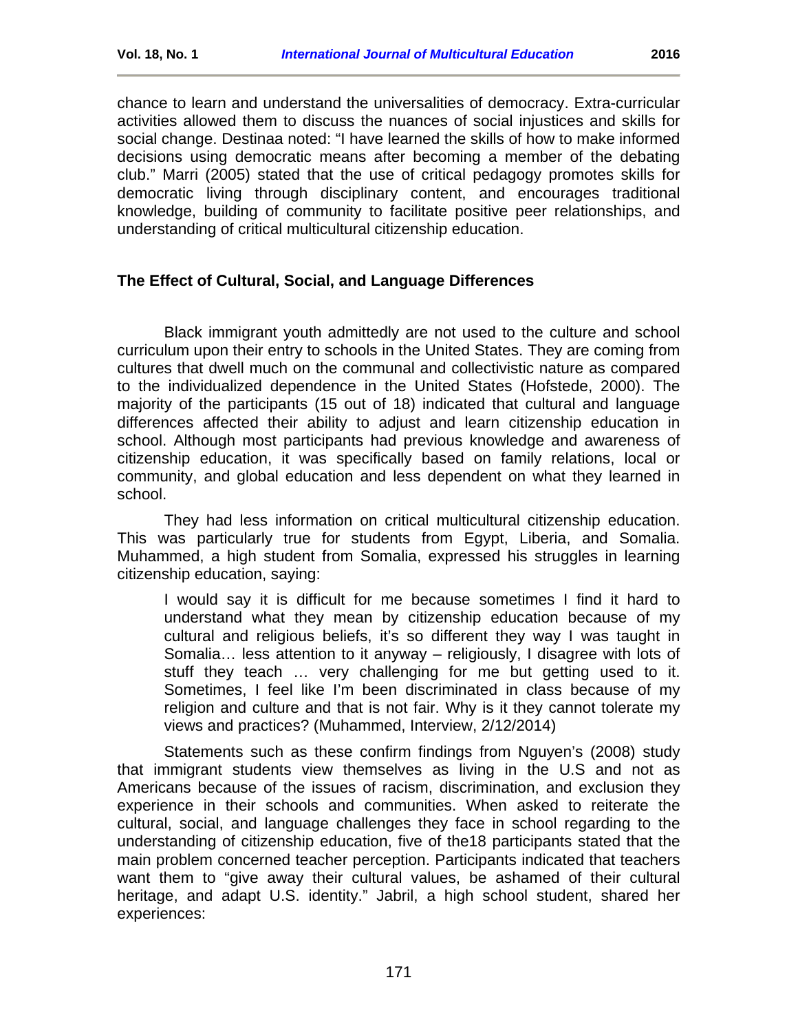chance to learn and understand the universalities of democracy. Extra-curricular activities allowed them to discuss the nuances of social injustices and skills for social change. Destinaa noted: "I have learned the skills of how to make informed decisions using democratic means after becoming a member of the debating club." Marri (2005) stated that the use of critical pedagogy promotes skills for democratic living through disciplinary content, and encourages traditional knowledge, building of community to facilitate positive peer relationships, and understanding of critical multicultural citizenship education.

## The Effect of Cultural, Social, and Language Differences

Black immigrant youth admittedly are not used to the culture and school curriculum upon their entry to schools in the United States. They are coming from cultures that dwell much on the communal and collectivistic nature as compared to the individualized dependence in the United States (Hofstede, 2000). The majority of the participants (15 out of 18) indicated that cultural and language differences affected their ability to adjust and learn citizenship education in school. Although most participants had previous knowledge and awareness of citizenship education, it was specifically based on family relations, local or community, and global education and less dependent on what they learned in school.

They had less information on critical multicultural citizenship education. This was particularly true for students from Egypt, Liberia, and Somalia. Muhammed, a high student from Somalia, expressed his struggles in learning citizenship education, saying:

> I would say it is difficult for me because sometimes I find it hard to understand what they mean by citizenship education because of my cultural and religious beliefs, it's so different they way I was taught in Somalia… less attention to it anyway – religiously, I disagree with lots of stuff they teach … very challenging for me but getting used to it. Sometimes, I feel like I'm been discriminated in class because of my religion and culture and that is not fair. Why is it they cannot tolerate my views and practices? (Muhammed, Interview, 2/12/2014)

Statements such as these confirm findings from Nguyen's (2008) study that immigrant students view themselves as living in the U.S and not as Americans because of the issues of racism, discrimination, and exclusion they experience in their schools and communities. When asked to reiterate the cultural, social, and language challenges they face in school regarding to the understanding of citizenship education, five of the18 participants stated that the main problem concerned teacher perception. Participants indicated that teachers want them to "give away their cultural values, be ashamed of their cultural heritage, and adapt U.S. identity." Jabril, a high school student, shared her experiences: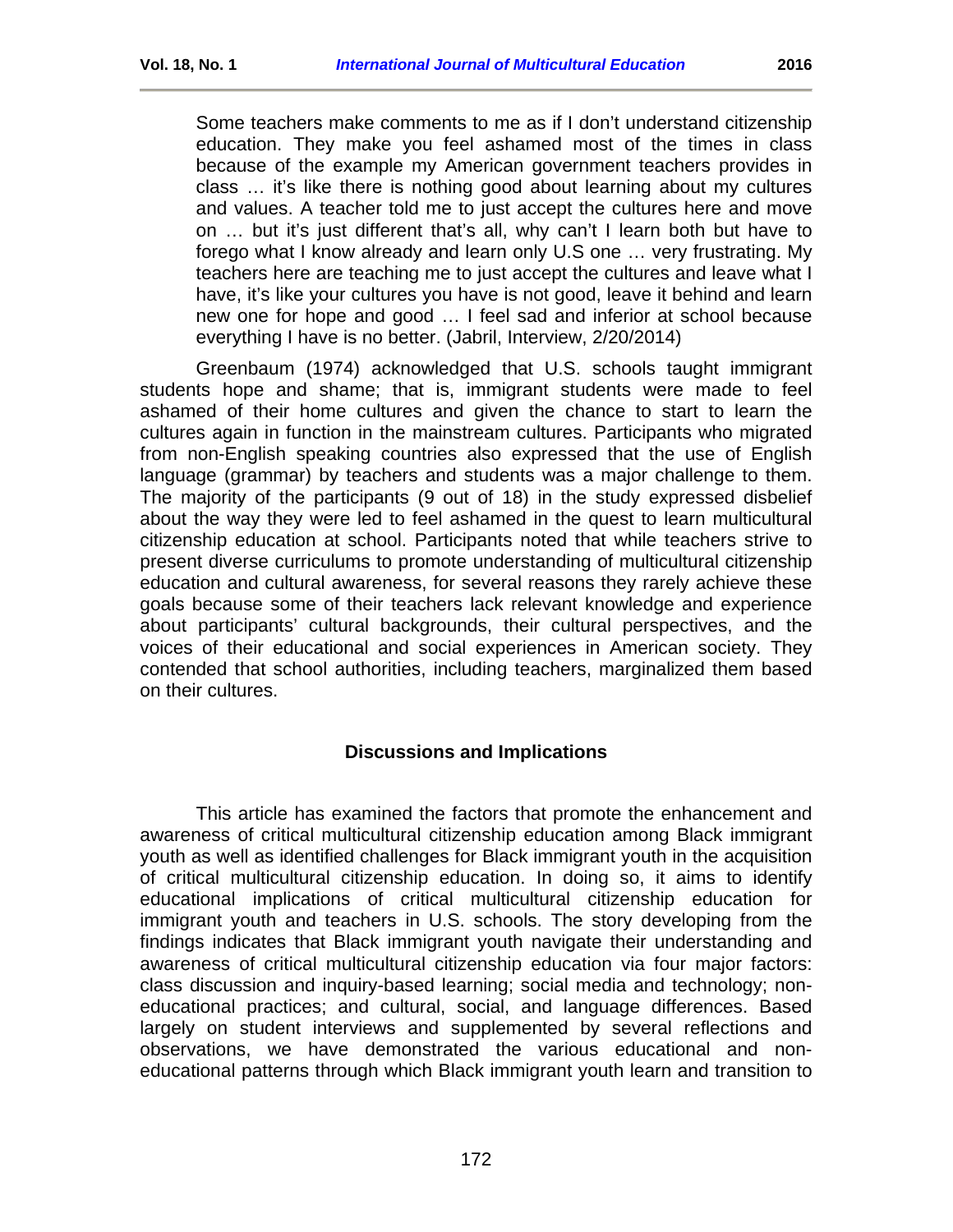> Some teachers make comments to me as if I don't understand citizenship education. They make you feel ashamed most of the times in class because of the example my American government teachers provides in class … it's like there is nothing good about learning about my cultures and values. A teacher told me to just accept the cultures here and move on … but it's just different that's all, why can't I learn both but have to forego what I know already and learn only U.S one … very frustrating. My teachers here are teaching me to just accept the cultures and leave what I have, it's like your cultures you have is not good, leave it behind and learn new one for hope and good … I feel sad and inferior at school because everything I have is no better. (Jabril, Interview, 2/20/2014)

Greenbaum (1974) acknowledged that U.S. schools taught immigrant students hope and shame; that is, immigrant students were made to feel ashamed of their home cultures and given the chance to start to learn the cultures again in function in the mainstream cultures. Participants who migrated from non-English speaking countries also expressed that the use of English language (grammar) by teachers and students was a major challenge to them. The majority of the participants (9 out of 18) in the study expressed disbelief about the way they were led to feel ashamed in the quest to learn multicultural citizenship education at school. Participants noted that while teachers strive to present diverse curriculums to promote understanding of multicultural citizenship education and cultural awareness, for several reasons they rarely achieve these goals because some of their teachers lack relevant knowledge and experience about participants' cultural backgrounds, their cultural perspectives, and the voices of their educational and social experiences in American society. They contended that school authorities, including teachers, marginalized them based on their cultures.

## Discussions and Implications

This article has examined the factors that promote the enhancement and awareness of critical multicultural citizenship education among Black immigrant youth as well as identified challenges for Black immigrant youth in the acquisition of critical multicultural citizenship education. In doing so, it aims to identify educational implications of critical multicultural citizenship education for immigrant youth and teachers in U.S. schools. The story developing from the findings indicates that Black immigrant youth navigate their understanding and awareness of critical multicultural citizenship education via four major factors: class discussion and inquiry-based learning; social media and technology; non-educational practices; and cultural, social, and language differences. Based largely on student interviews and supplemented by several reflections and observations, we have demonstrated the various educational and non-educational patterns through which Black immigrant youth learn and transition to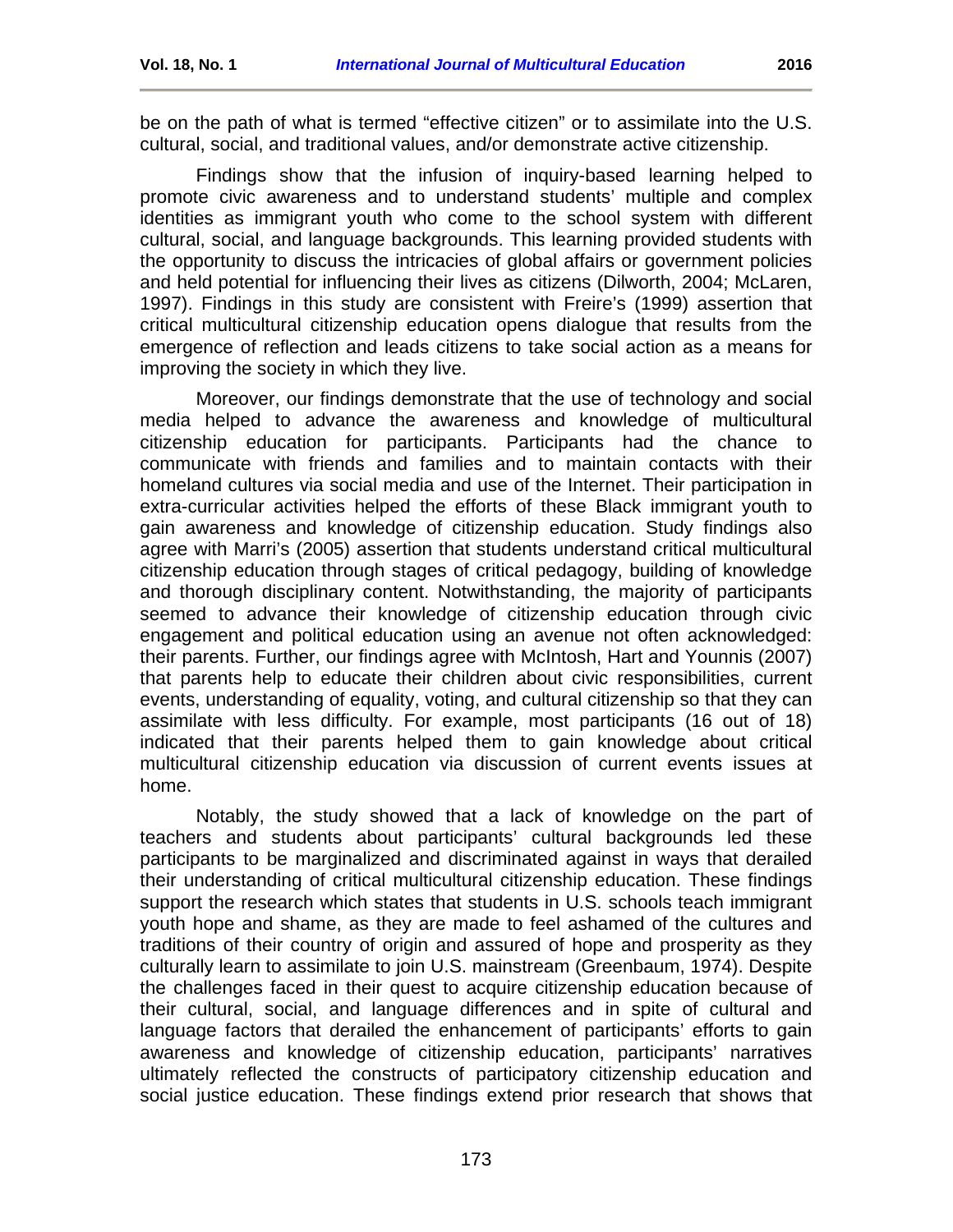be on the path of what is termed "effective citizen" or to assimilate into the U.S. cultural, social, and traditional values, and/or demonstrate active citizenship.

Findings show that the infusion of inquiry-based learning helped to promote civic awareness and to understand students' multiple and complex identities as immigrant youth who come to the school system with different cultural, social, and language backgrounds. This learning provided students with the opportunity to discuss the intricacies of global affairs or government policies and held potential for influencing their lives as citizens (Dilworth, 2004; McLaren, 1997). Findings in this study are consistent with Freire's (1999) assertion that critical multicultural citizenship education opens dialogue that results from the emergence of reflection and leads citizens to take social action as a means for improving the society in which they live.

Moreover, our findings demonstrate that the use of technology and social media helped to advance the awareness and knowledge of multicultural citizenship education for participants. Participants had the chance to communicate with friends and families and to maintain contacts with their homeland cultures via social media and use of the Internet. Their participation in extra-curricular activities helped the efforts of these Black immigrant youth to gain awareness and knowledge of citizenship education. Study findings also agree with Marri's (2005) assertion that students understand critical multicultural citizenship education through stages of critical pedagogy, building of knowledge and thorough disciplinary content. Notwithstanding, the majority of participants seemed to advance their knowledge of citizenship education through civic engagement and political education using an avenue not often acknowledged: their parents. Further, our findings agree with McIntosh, Hart and Younnis (2007) that parents help to educate their children about civic responsibilities, current events, understanding of equality, voting, and cultural citizenship so that they can assimilate with less difficulty. For example, most participants (16 out of 18) indicated that their parents helped them to gain knowledge about critical multicultural citizenship education via discussion of current events issues at home.

Notably, the study showed that a lack of knowledge on the part of teachers and students about participants' cultural backgrounds led these participants to be marginalized and discriminated against in ways that derailed their understanding of critical multicultural citizenship education. These findings support the research which states that students in U.S. schools teach immigrant youth hope and shame, as they are made to feel ashamed of the cultures and traditions of their country of origin and assured of hope and prosperity as they culturally learn to assimilate to join U.S. mainstream (Greenbaum, 1974). Despite the challenges faced in their quest to acquire citizenship education because of their cultural, social, and language differences and in spite of cultural and language factors that derailed the enhancement of participants' efforts to gain awareness and knowledge of citizenship education, participants' narratives ultimately reflected the constructs of participatory citizenship education and social justice education. These findings extend prior research that shows that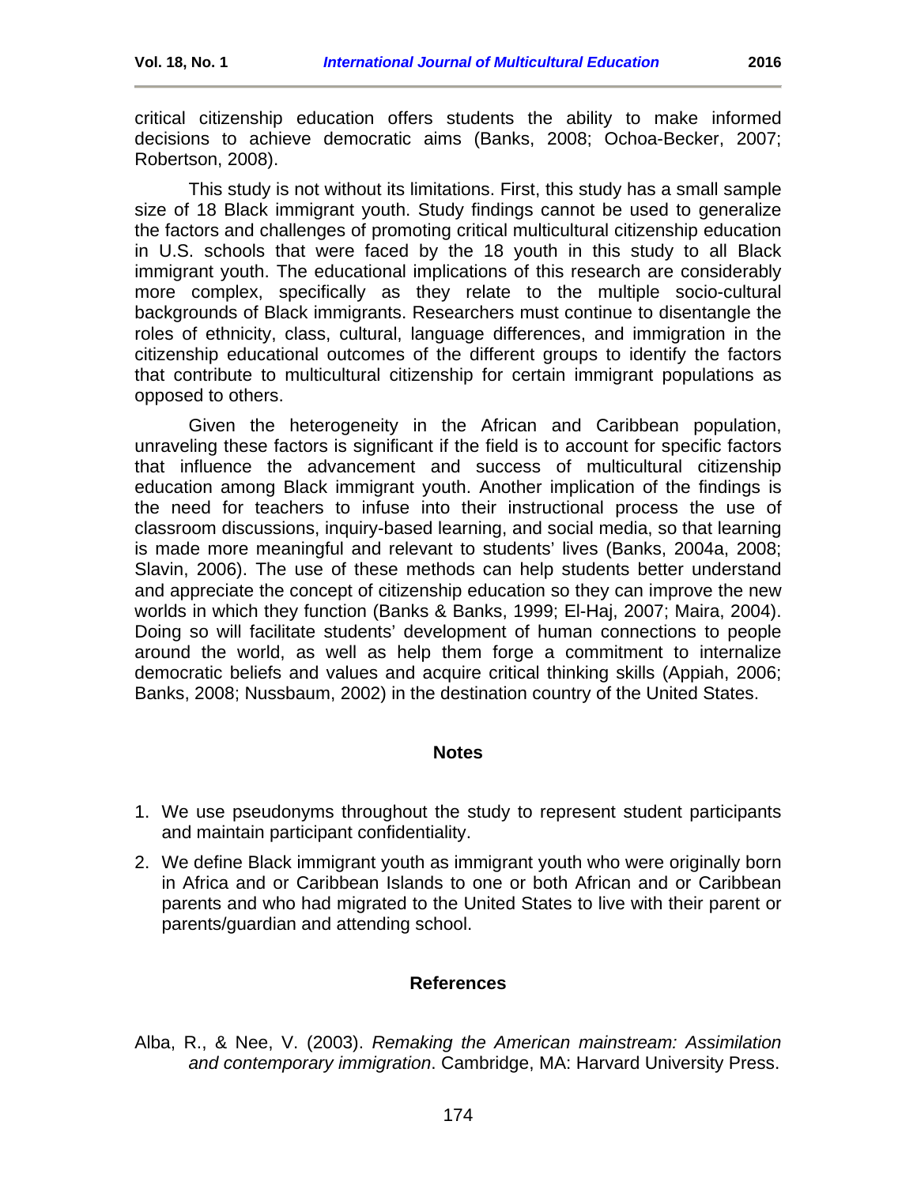critical citizenship education offers students the ability to make informed decisions to achieve democratic aims (Banks, 2008; Ochoa-Becker, 2007; Robertson, 2008).

This study is not without its limitations. First, this study has a small sample size of 18 Black immigrant youth. Study findings cannot be used to generalize the factors and challenges of promoting critical multicultural citizenship education in U.S. schools that were faced by the 18 youth in this study to all Black immigrant youth. The educational implications of this research are considerably more complex, specifically as they relate to the multiple socio-cultural backgrounds of Black immigrants. Researchers must continue to disentangle the roles of ethnicity, class, cultural, language differences, and immigration in the citizenship educational outcomes of the different groups to identify the factors that contribute to multicultural citizenship for certain immigrant populations as opposed to others.

Given the heterogeneity in the African and Caribbean population, unraveling these factors is significant if the field is to account for specific factors that influence the advancement and success of multicultural citizenship education among Black immigrant youth. Another implication of the findings is the need for teachers to infuse into their instructional process the use of classroom discussions, inquiry-based learning, and social media, so that learning is made more meaningful and relevant to students' lives (Banks, 2004a, 2008; Slavin, 2006). The use of these methods can help students better understand and appreciate the concept of citizenship education so they can improve the new worlds in which they function (Banks & Banks, 1999; El-Haj, 2007; Maira, 2004). Doing so will facilitate students' development of human connections to people around the world, as well as help them forge a commitment to internalize democratic beliefs and values and acquire critical thinking skills (Appiah, 2006; Banks, 2008; Nussbaum, 2002) in the destination country of the United States.

## Notes

1. We use pseudonyms throughout the study to represent student participants and maintain participant confidentiality.
2. We define Black immigrant youth as immigrant youth who were originally born in Africa and or Caribbean Islands to one or both African and or Caribbean parents and who had migrated to the United States to live with their parent or parents/guardian and attending school.

## References

Alba, R., & Nee, V. (2003). *Remaking the American mainstream: Assimilation and contemporary immigration*. Cambridge, MA: Harvard University Press.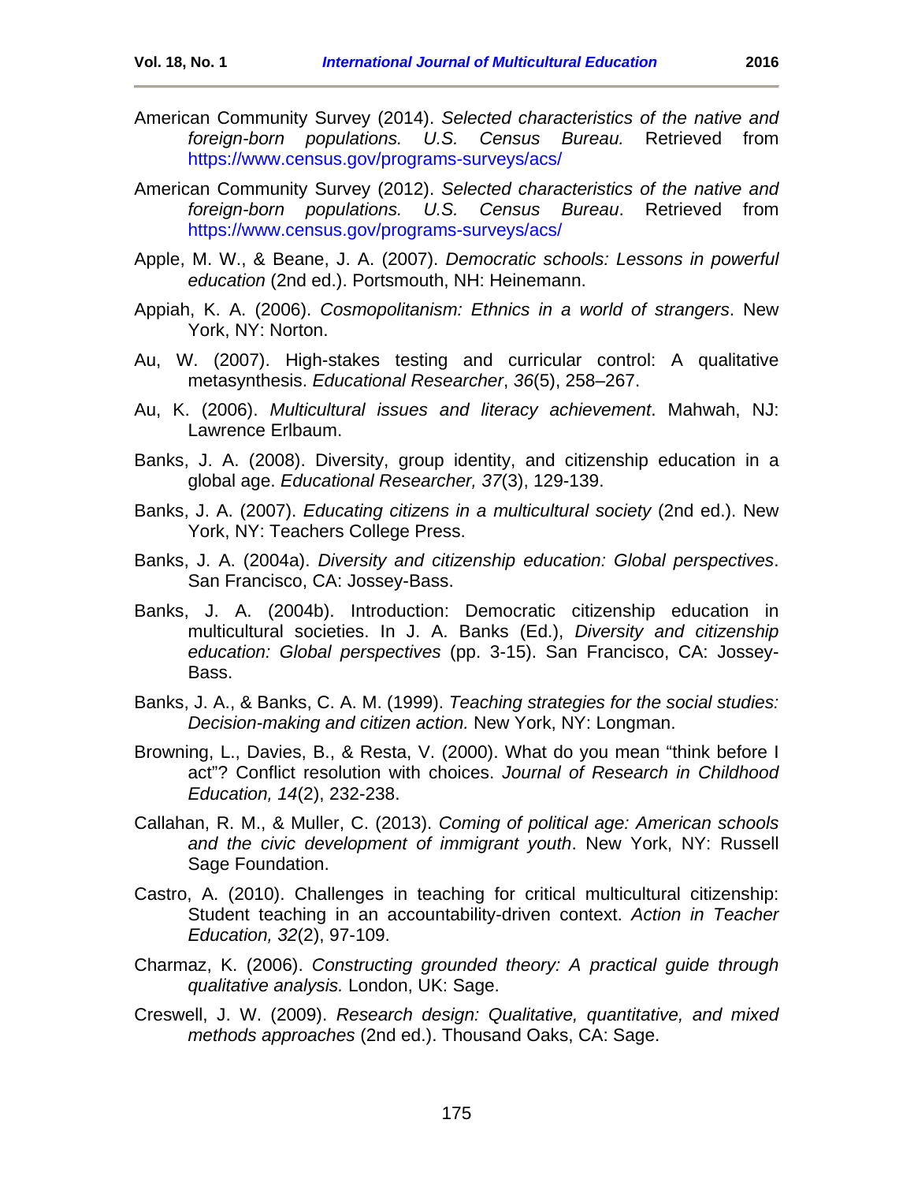American Community Survey (2014). *Selected characteristics of the native and foreign-born populations. U.S. Census Bureau.* Retrieved from https://www.census.gov/programs-surveys/acs/

American Community Survey (2012). *Selected characteristics of the native and foreign-born populations. U.S. Census Bureau*. Retrieved from https://www.census.gov/programs-surveys/acs/

Apple, M. W., & Beane, J. A. (2007). *Democratic schools: Lessons in powerful education* (2nd ed.). Portsmouth, NH: Heinemann.

Appiah, K. A. (2006). *Cosmopolitanism: Ethnics in a world of strangers*. New York, NY: Norton.

Au, W. (2007). High-stakes testing and curricular control: A qualitative metasynthesis. *Educational Researcher*, *36*(5), 258–267.

Au, K. (2006). *Multicultural issues and literacy achievement*. Mahwah, NJ: Lawrence Erlbaum.

Banks, J. A. (2008). Diversity, group identity, and citizenship education in a global age. *Educational Researcher, 37*(3), 129-139.

Banks, J. A. (2007). *Educating citizens in a multicultural society* (2nd ed.). New York, NY: Teachers College Press.

Banks, J. A. (2004a). *Diversity and citizenship education: Global perspectives*. San Francisco, CA: Jossey-Bass.

Banks, J. A. (2004b). Introduction: Democratic citizenship education in multicultural societies. In J. A. Banks (Ed.), *Diversity and citizenship education: Global perspectives* (pp. 3-15). San Francisco, CA: Jossey-Bass.

Banks, J. A., & Banks, C. A. M. (1999). *Teaching strategies for the social studies: Decision-making and citizen action.* New York, NY: Longman.

Browning, L., Davies, B., & Resta, V. (2000). What do you mean "think before I act"? Conflict resolution with choices. *Journal of Research in Childhood Education, 14*(2), 232-238.

Callahan, R. M., & Muller, C. (2013). *Coming of political age: American schools and the civic development of immigrant youth*. New York, NY: Russell Sage Foundation.

Castro, A. (2010). Challenges in teaching for critical multicultural citizenship: Student teaching in an accountability-driven context. *Action in Teacher Education, 32*(2), 97-109.

Charmaz, K. (2006). *Constructing grounded theory: A practical guide through qualitative analysis.* London, UK: Sage.

Creswell, J. W. (2009). *Research design: Qualitative, quantitative, and mixed methods approaches* (2nd ed.). Thousand Oaks, CA: Sage.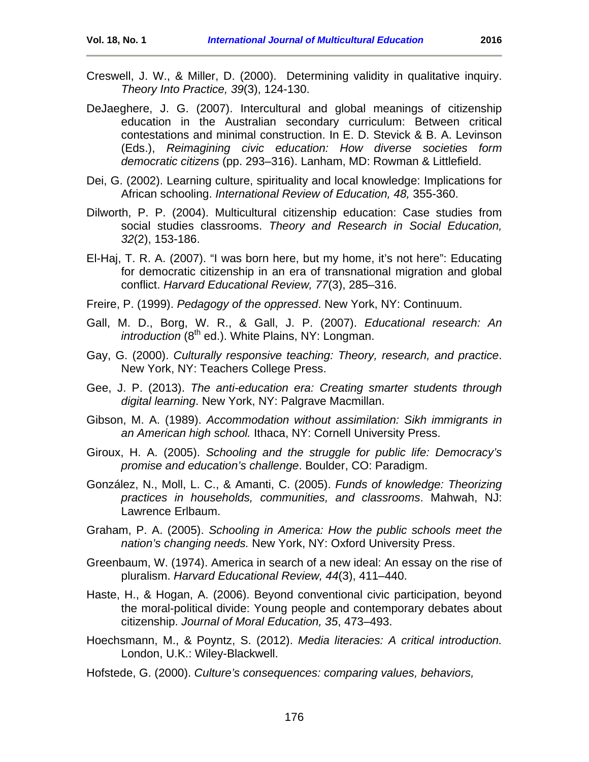Creswell, J. W., & Miller, D. (2000). Determining validity in qualitative inquiry. *Theory Into Practice, 39*(3), 124-130.

DeJaeghere, J. G. (2007). Intercultural and global meanings of citizenship education in the Australian secondary curriculum: Between critical contestations and minimal construction. In E. D. Stevick & B. A. Levinson (Eds.), *Reimagining civic education: How diverse societies form democratic citizens* (pp. 293–316). Lanham, MD: Rowman & Littlefield.

Dei, G. (2002). Learning culture, spirituality and local knowledge: Implications for African schooling. *International Review of Education, 48,* 355-360.

Dilworth, P. P. (2004). Multicultural citizenship education: Case studies from social studies classrooms. *Theory and Research in Social Education, 32*(2), 153-186.

El-Haj, T. R. A. (2007). “I was born here, but my home, it’s not here”: Educating for democratic citizenship in an era of transnational migration and global conflict. *Harvard Educational Review, 77*(3), 285–316.

Freire, P. (1999). *Pedagogy of the oppressed*. New York, NY: Continuum.

Gall, M. D., Borg, W. R., & Gall, J. P. (2007). *Educational research: An introduction* (8th ed.). White Plains, NY: Longman.

Gay, G. (2000). *Culturally responsive teaching: Theory, research, and practice*. New York, NY: Teachers College Press.

Gee, J. P. (2013). *The anti-education era: Creating smarter students through digital learning*. New York, NY: Palgrave Macmillan.

Gibson, M. A. (1989). *Accommodation without assimilation: Sikh immigrants in an American high school.* Ithaca, NY: Cornell University Press.

Giroux, H. A. (2005). *Schooling and the struggle for public life: Democracy’s promise and education’s challenge*. Boulder, CO: Paradigm.

González, N., Moll, L. C., & Amanti, C. (2005). *Funds of knowledge: Theorizing practices in households, communities, and classrooms*. Mahwah, NJ: Lawrence Erlbaum.

Graham, P. A. (2005). *Schooling in America: How the public schools meet the nation’s changing needs.* New York, NY: Oxford University Press.

Greenbaum, W. (1974). America in search of a new ideal: An essay on the rise of pluralism. *Harvard Educational Review, 44*(3), 411–440.

Haste, H., & Hogan, A. (2006). Beyond conventional civic participation, beyond the moral-political divide: Young people and contemporary debates about citizenship. *Journal of Moral Education, 35*, 473–493.

Hoechsmann, M., & Poyntz, S. (2012). *Media literacies: A critical introduction.* London, U.K.: Wiley-Blackwell.

Hofstede, G. (2000). *Culture’s consequences: comparing values, behaviors,*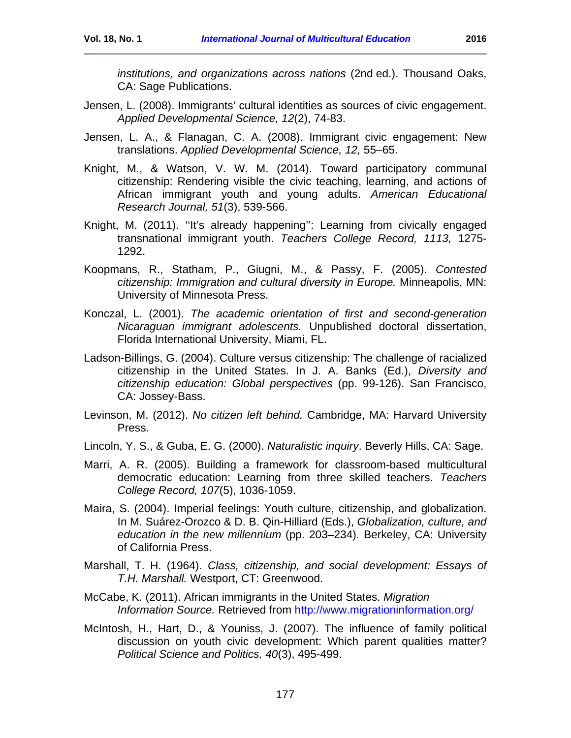*institutions, and organizations across nations* (2nd ed.). Thousand Oaks, CA: Sage Publications.

Jensen, L. (2008). Immigrants' cultural identities as sources of civic engagement. *Applied Developmental Science, 12*(2), 74-83.

Jensen, L. A., & Flanagan, C. A. (2008). Immigrant civic engagement: New translations. *Applied Developmental Science, 12,* 55–65.

Knight, M., & Watson, V. W. M. (2014). Toward participatory communal citizenship: Rendering visible the civic teaching, learning, and actions of African immigrant youth and young adults. *American Educational Research Journal, 51*(3), 539-566.

Knight, M. (2011). ''It's already happening'': Learning from civically engaged transnational immigrant youth. *Teachers College Record, 1113,* 1275-1292.

Koopmans, R., Statham, P., Giugni, M., & Passy, F. (2005). *Contested citizenship: Immigration and cultural diversity in Europe.* Minneapolis, MN: University of Minnesota Press.

Konczal, L. (2001). *The academic orientation of first and second-generation Nicaraguan immigrant adolescents.* Unpublished doctoral dissertation, Florida International University, Miami, FL.

Ladson-Billings, G. (2004). Culture versus citizenship: The challenge of racialized citizenship in the United States. In J. A. Banks (Ed.), *Diversity and citizenship education: Global perspectives* (pp. 99-126). San Francisco, CA: Jossey-Bass.

Levinson, M. (2012). *No citizen left behind.* Cambridge, MA: Harvard University Press.

Lincoln, Y. S., & Guba, E. G. (2000). *Naturalistic inquiry*. Beverly Hills, CA: Sage.

Marri, A. R. (2005). Building a framework for classroom-based multicultural democratic education: Learning from three skilled teachers. *Teachers College Record, 107*(5), 1036-1059.

Maira, S. (2004). Imperial feelings: Youth culture, citizenship, and globalization. In M. Suárez-Orozco & D. B. Qin-Hilliard (Eds.), *Globalization, culture, and education in the new millennium* (pp. 203–234). Berkeley, CA: University of California Press.

Marshall, T. H. (1964). *Class, citizenship, and social development: Essays of T.H. Marshall.* Westport, CT: Greenwood.

McCabe, K. (2011). African immigrants in the United States. *Migration Information Source.* Retrieved from http://www.migrationinformation.org/

McIntosh, H., Hart, D., & Youniss, J. (2007). The influence of family political discussion on youth civic development: Which parent qualities matter? *Political Science and Politics, 40*(3), 495-499.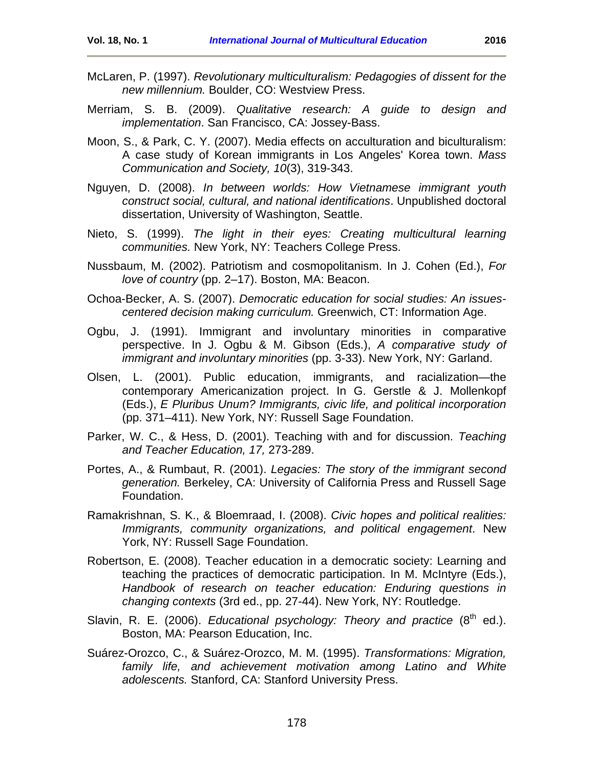McLaren, P. (1997). *Revolutionary multiculturalism: Pedagogies of dissent for the new millennium.* Boulder, CO: Westview Press.

Merriam, S. B. (2009). *Qualitative research: A guide to design and implementation*. San Francisco, CA: Jossey-Bass.

Moon, S., & Park, C. Y. (2007). Media effects on acculturation and biculturalism: A case study of Korean immigrants in Los Angeles' Korea town. *Mass Communication and Society, 10*(3), 319-343.

Nguyen, D. (2008). *In between worlds: How Vietnamese immigrant youth construct social, cultural, and national identifications*. Unpublished doctoral dissertation, University of Washington, Seattle.

Nieto, S. (1999). *The light in their eyes: Creating multicultural learning communities.* New York, NY: Teachers College Press.

Nussbaum, M. (2002). Patriotism and cosmopolitanism. In J. Cohen (Ed.), *For love of country* (pp. 2–17). Boston, MA: Beacon.

Ochoa-Becker, A. S. (2007). *Democratic education for social studies: An issues-centered decision making curriculum.* Greenwich, CT: Information Age.

Ogbu, J. (1991). Immigrant and involuntary minorities in comparative perspective. In J. Ogbu & M. Gibson (Eds.), *A comparative study of immigrant and involuntary minorities* (pp. 3-33). New York, NY: Garland.

Olsen, L. (2001). Public education, immigrants, and racialization—the contemporary Americanization project. In G. Gerstle & J. Mollenkopf (Eds.), *E Pluribus Unum? Immigrants, civic life, and political incorporation* (pp. 371–411). New York, NY: Russell Sage Foundation.

Parker, W. C., & Hess, D. (2001). Teaching with and for discussion. *Teaching and Teacher Education, 17,* 273-289.

Portes, A., & Rumbaut, R. (2001). *Legacies: The story of the immigrant second generation.* Berkeley, CA: University of California Press and Russell Sage Foundation.

Ramakrishnan, S. K., & Bloemraad, I. (2008). *Civic hopes and political realities: Immigrants, community organizations, and political engagement*. New York, NY: Russell Sage Foundation.

Robertson, E. (2008). Teacher education in a democratic society: Learning and teaching the practices of democratic participation. In M. McIntyre (Eds.), *Handbook of research on teacher education: Enduring questions in changing contexts* (3rd ed., pp. 27-44). New York, NY: Routledge.

Slavin, R. E. (2006). *Educational psychology: Theory and practice* (8th ed.). Boston, MA: Pearson Education, Inc.

Suárez-Orozco, C., & Suárez-Orozco, M. M. (1995). *Transformations: Migration, family life, and achievement motivation among Latino and White adolescents.* Stanford, CA: Stanford University Press.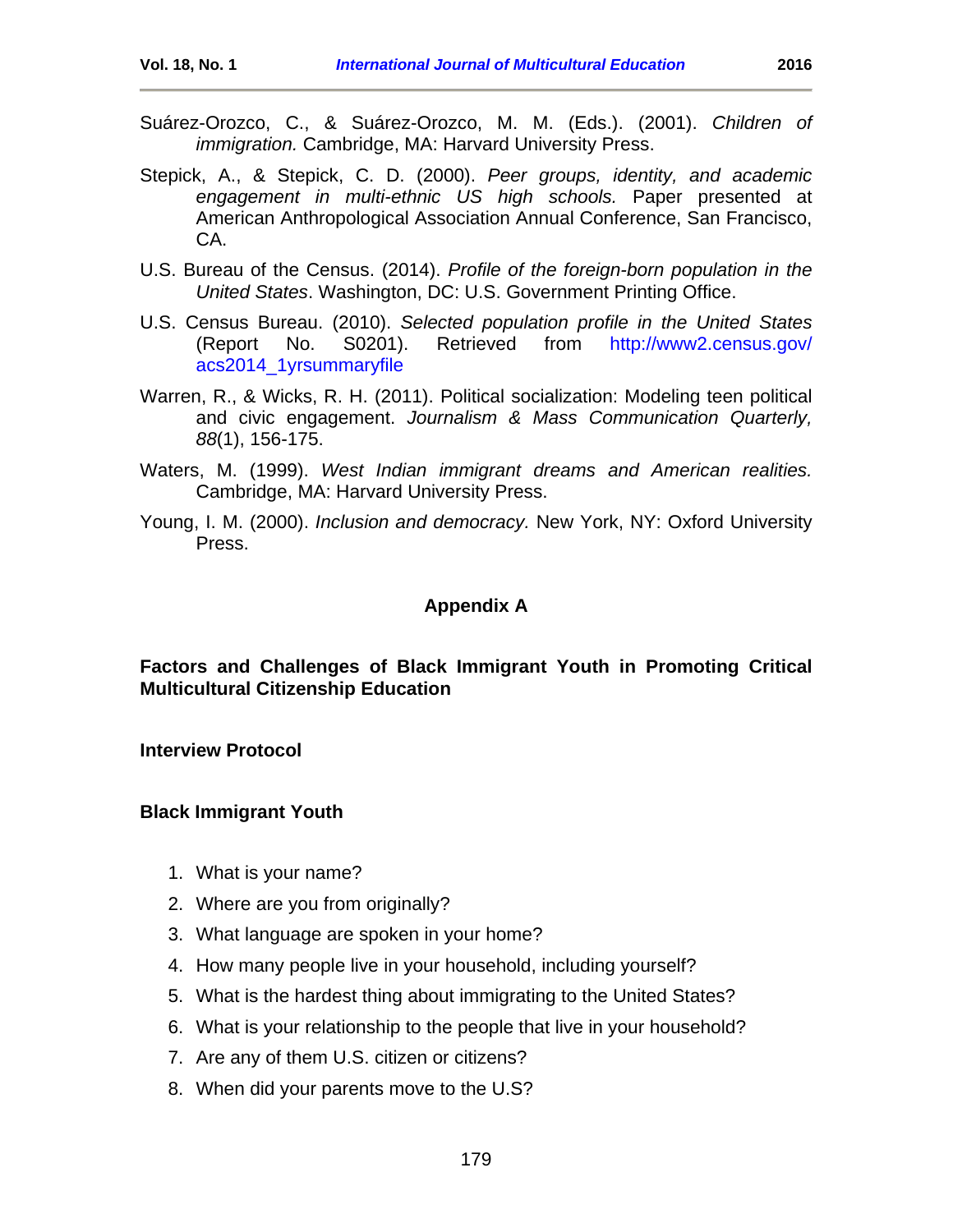Suárez-Orozco, C., & Suárez-Orozco, M. M. (Eds.). (2001). *Children of immigration.* Cambridge, MA: Harvard University Press.

Stepick, A., & Stepick, C. D. (2000). *Peer groups, identity, and academic engagement in multi-ethnic US high schools.* Paper presented at American Anthropological Association Annual Conference, San Francisco, CA.

U.S. Bureau of the Census. (2014). *Profile of the foreign-born population in the United States*. Washington, DC: U.S. Government Printing Office.

U.S. Census Bureau. (2010). *Selected population profile in the United States* (Report No. S0201). Retrieved from http://www2.census.gov/acs2014_1yrsummaryfile

Warren, R., & Wicks, R. H. (2011). Political socialization: Modeling teen political and civic engagement. *Journalism & Mass Communication Quarterly, 88*(1), 156-175.

Waters, M. (1999). *West Indian immigrant dreams and American realities.* Cambridge, MA: Harvard University Press.

Young, I. M. (2000). *Inclusion and democracy.* New York, NY: Oxford University Press.

## Appendix A

### Factors and Challenges of Black Immigrant Youth in Promoting Critical Multicultural Citizenship Education

#### Interview Protocol

#### Black Immigrant Youth

1. What is your name?
2. Where are you from originally?
3. What language are spoken in your home?
4. How many people live in your household, including yourself?
5. What is the hardest thing about immigrating to the United States?
6. What is your relationship to the people that live in your household?
7. Are any of them U.S. citizen or citizens?
8. When did your parents move to the U.S?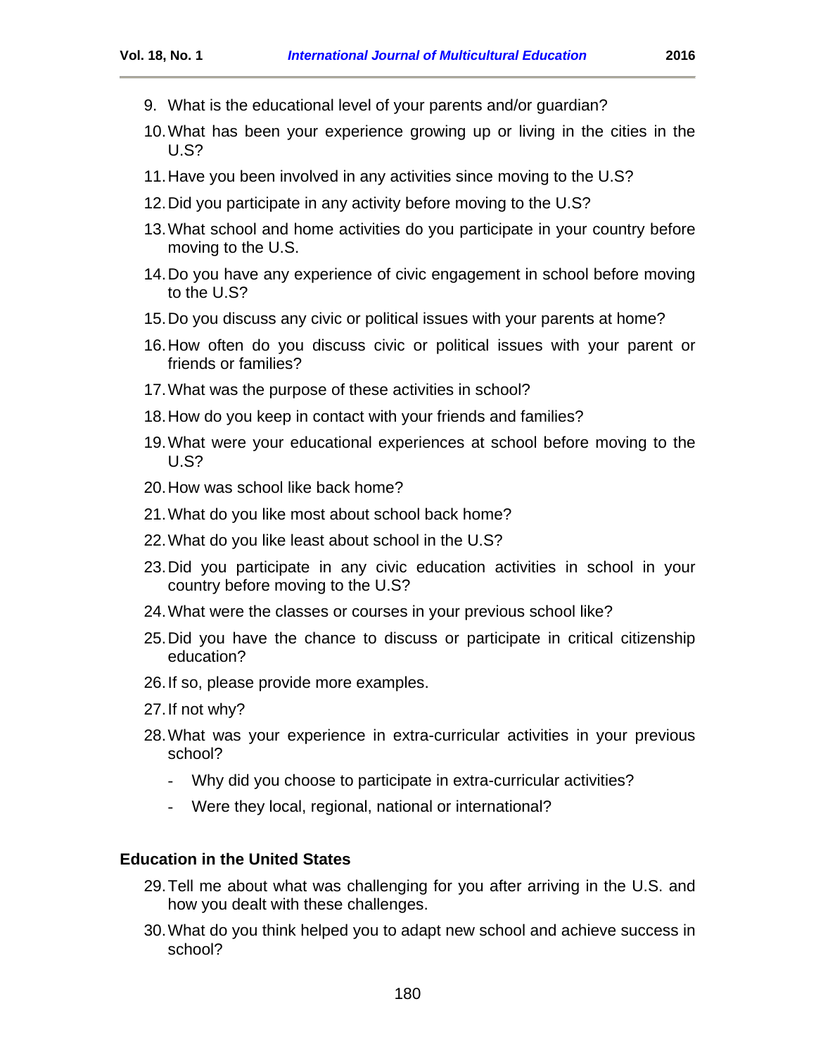9. What is the educational level of your parents and/or guardian?
10. What has been your experience growing up or living in the cities in the U.S?
11. Have you been involved in any activities since moving to the U.S?
12. Did you participate in any activity before moving to the U.S?
13. What school and home activities do you participate in your country before moving to the U.S.
14. Do you have any experience of civic engagement in school before moving to the U.S?
15. Do you discuss any civic or political issues with your parents at home?
16. How often do you discuss civic or political issues with your parent or friends or families?
17. What was the purpose of these activities in school?
18. How do you keep in contact with your friends and families?
19. What were your educational experiences at school before moving to the U.S?
20. How was school like back home?
21. What do you like most about school back home?
22. What do you like least about school in the U.S?
23. Did you participate in any civic education activities in school in your country before moving to the U.S?
24. What were the classes or courses in your previous school like?
25. Did you have the chance to discuss or participate in critical citizenship education?
26. If so, please provide more examples.
27. If not why?
28. What was your experience in extra-curricular activities in your previous school?
    - Why did you choose to participate in extra-curricular activities?
    - Were they local, regional, national or international?

### Education in the United States

29. Tell me about what was challenging for you after arriving in the U.S. and how you dealt with these challenges.
30. What do you think helped you to adapt new school and achieve success in school?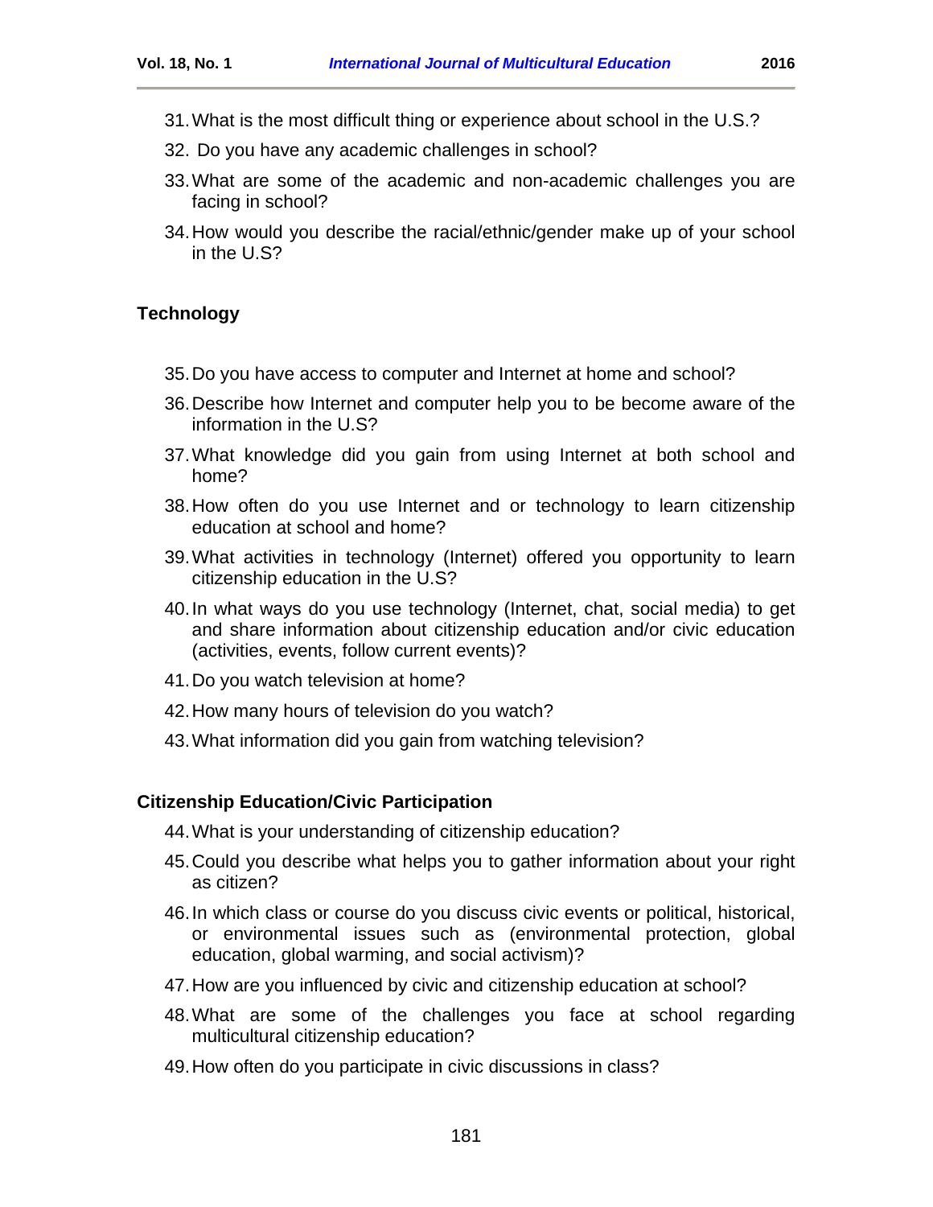31. What is the most difficult thing or experience about school in the U.S.?
32. Do you have any academic challenges in school?
33. What are some of the academic and non-academic challenges you are facing in school?
34. How would you describe the racial/ethnic/gender make up of your school in the U.S?

### Technology

35. Do you have access to computer and Internet at home and school?
36. Describe how Internet and computer help you to be become aware of the information in the U.S?
37. What knowledge did you gain from using Internet at both school and home?
38. How often do you use Internet and or technology to learn citizenship education at school and home?
39. What activities in technology (Internet) offered you opportunity to learn citizenship education in the U.S?
40. In what ways do you use technology (Internet, chat, social media) to get and share information about citizenship education and/or civic education (activities, events, follow current events)?
41. Do you watch television at home?
42. How many hours of television do you watch?
43. What information did you gain from watching television?

### Citizenship Education/Civic Participation

44. What is your understanding of citizenship education?
45. Could you describe what helps you to gather information about your right as citizen?
46. In which class or course do you discuss civic events or political, historical, or environmental issues such as (environmental protection, global education, global warming, and social activism)?
47. How are you influenced by civic and citizenship education at school?
48. What are some of the challenges you face at school regarding multicultural citizenship education?
49. How often do you participate in civic discussions in class?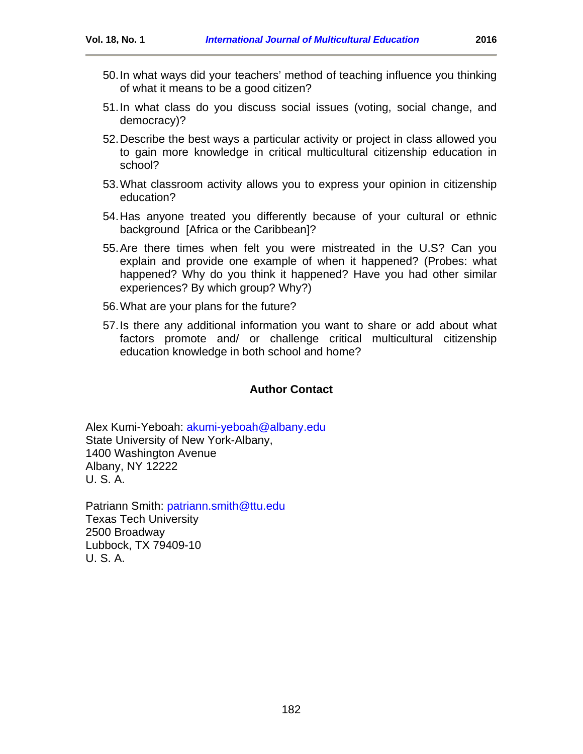50. In what ways did your teachers' method of teaching influence you thinking of what it means to be a good citizen?
51. In what class do you discuss social issues (voting, social change, and democracy)?
52. Describe the best ways a particular activity or project in class allowed you to gain more knowledge in critical multicultural citizenship education in school?
53. What classroom activity allows you to express your opinion in citizenship education?
54. Has anyone treated you differently because of your cultural or ethnic background [Africa or the Caribbean]?
55. Are there times when felt you were mistreated in the U.S? Can you explain and provide one example of when it happened? (Probes: what happened? Why do you think it happened? Have you had other similar experiences? By which group? Why?)
56. What are your plans for the future?
57. Is there any additional information you want to share or add about what factors promote and/ or challenge critical multicultural citizenship education knowledge in both school and home?

## Author Contact

Alex Kumi-Yeboah: akumi-yeboah@albany.edu
State University of New York-Albany,
1400 Washington Avenue
Albany, NY 12222
U. S. A.

Patriann Smith: patriann.smith@ttu.edu
Texas Tech University
2500 Broadway
Lubbock, TX 79409-10
U. S. A.